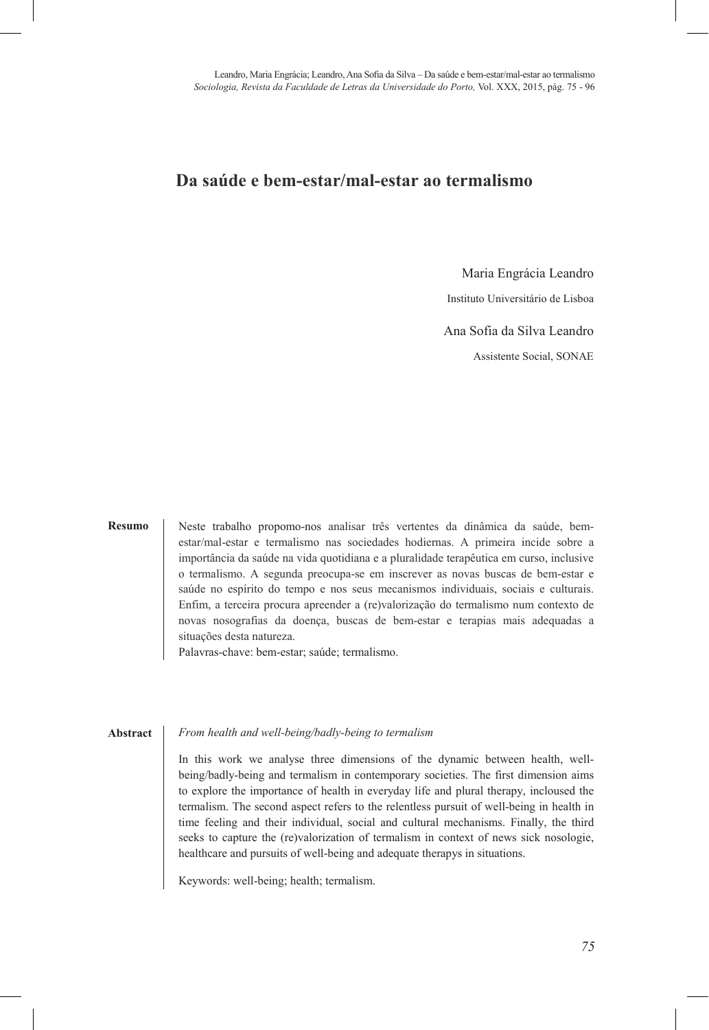# Da saúde e bem-estar/mal-estar ao termalismo

Maria Engrácia Leandro

Instituto Universitário de Lisboa

Ana Sofia da Silva Leandro

Assistente Social, SONAE

**Resumo**

Neste trabalho propomo-nos analisar três vertentes da dinâmica da saúde, bem-estar/mal-estar e termalismo nas sociedades hodiernas. A primeira incide sobre a importância da saúde na vida quotidiana e a pluralidade terapêutica em curso, inclusive o termalismo. A segunda preocupa-se em inscrever as novas buscas de bem-estar e saúde no espírito do tempo e nos seus mecanismos individuais, sociais e culturais. Enfim, a terceira procura apreender a (re)valorização do termalismo num contexto de novas nosografias da doença, buscas de bem-estar e terapias mais adequadas a situações desta natureza.

Palavras-chave: bem-estar; saúde; termalismo.

**Abstract**

*From health and well-being/badly-being to termalism*

In this work we analyse three dimensions of the dynamic between health, well-being/badly-being and termalism in contemporary societies. The first dimension aims to explore the importance of health in everyday life and plural therapy, inclouded the termalism. The second aspect refers to the relentless pursuit of well-being in health in time feeling and their individual, social and cultural mechanisms. Finally, the third seeks to capture the (re)valorization of termalism in context of news sick nosologie, healthcare and pursuits of well-being and adequate therapys in situations.

Keywords: well-being; health; termalism.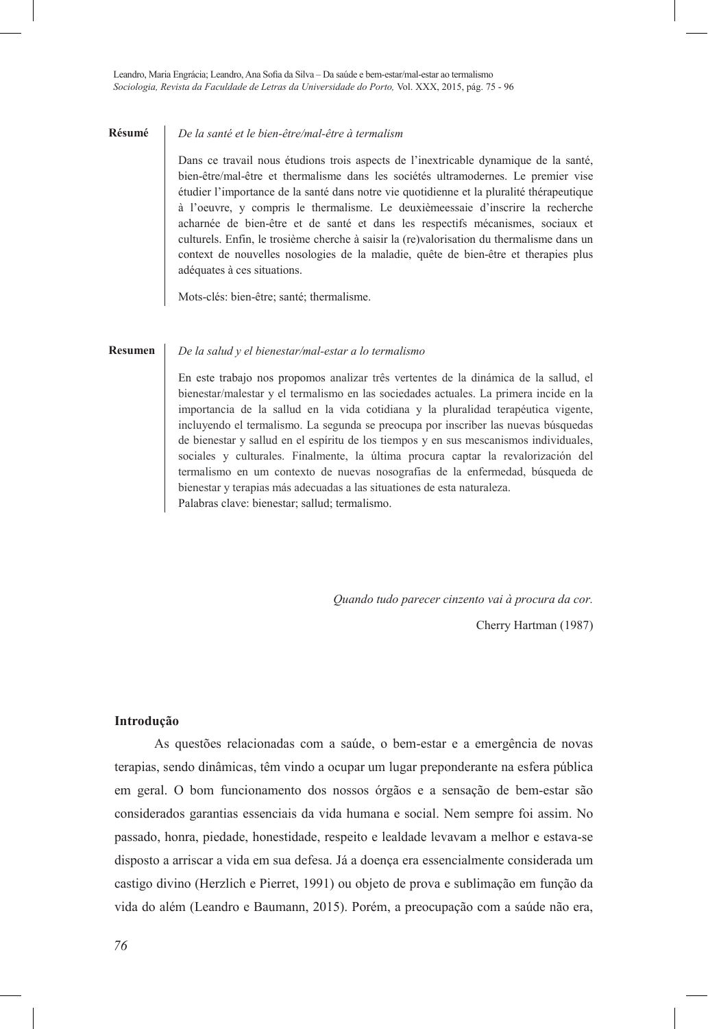**Résumé**

*De la santé et le bien-être/mal-être à termalism*

Dans ce travail nous étudions trois aspects de l'inextricable dynamique de la santé, bien-être/mal-être et thermalisme dans les sociétés ultramodernes. Le premier vise étudier l'importance de la santé dans notre vie quotidienne et la pluralité thérapeutique à l'oeuvre, y compris le thermalisme. Le deuxièmeessaie d'inscrire la recherche acharnée de bien-être et de santé et dans les respectifs mécanismes, sociaux et culturels. Enfin, le trosième cherche à saisir la (re)valorisation du thermalisme dans un context de nouvelles nosologies de la maladie, quête de bien-être et therapies plus adéquates à ces situations.

Mots-clés: bien-être; santé; thermalisme.

**Resumen**

*De la salud y el bienestar/mal-estar a lo termalismo*

En este trabajo nos propomos analizar três vertentes de la dinámica de la sallud, el bienestar/malestar y el termalismo en las sociedades actuales. La primera incide en la importancia de la sallud en la vida cotidiana y la pluralidad terapéutica vigente, incluyendo el termalismo. La segunda se preocupa por inscriber las nuevas búsquedas de bienestar y sallud en el espíritu de los tiempos y en sus mescanismos individuales, sociales y culturales. Finalmente, la última procura captar la revalorización del termalismo en um contexto de nuevas nosografías de la enfermedad, búsqueda de bienestar y terapias más adecuadas a las situationes de esta naturaleza.

Palabras clave: bienestar; sallud; termalismo.

> *Quando tudo parecer cinzento vai à procura da cor.*
>
> Cherry Hartman (1987)

## Introdução

As questões relacionadas com a saúde, o bem-estar e a emergência de novas terapias, sendo dinâmicas, têm vindo a ocupar um lugar preponderante na esfera pública em geral. O bom funcionamento dos nossos órgãos e a sensação de bem-estar são considerados garantias essenciais da vida humana e social. Nem sempre foi assim. No passado, honra, piedade, honestidade, respeito e lealdade levavam a melhor e estava-se disposto a arriscar a vida em sua defesa. Já a doença era essencialmente considerada um castigo divino (Herzlich e Pierret, 1991) ou objeto de prova e sublimação em função da vida do além (Leandro e Baumann, 2015). Porém, a preocupação com a saúde não era,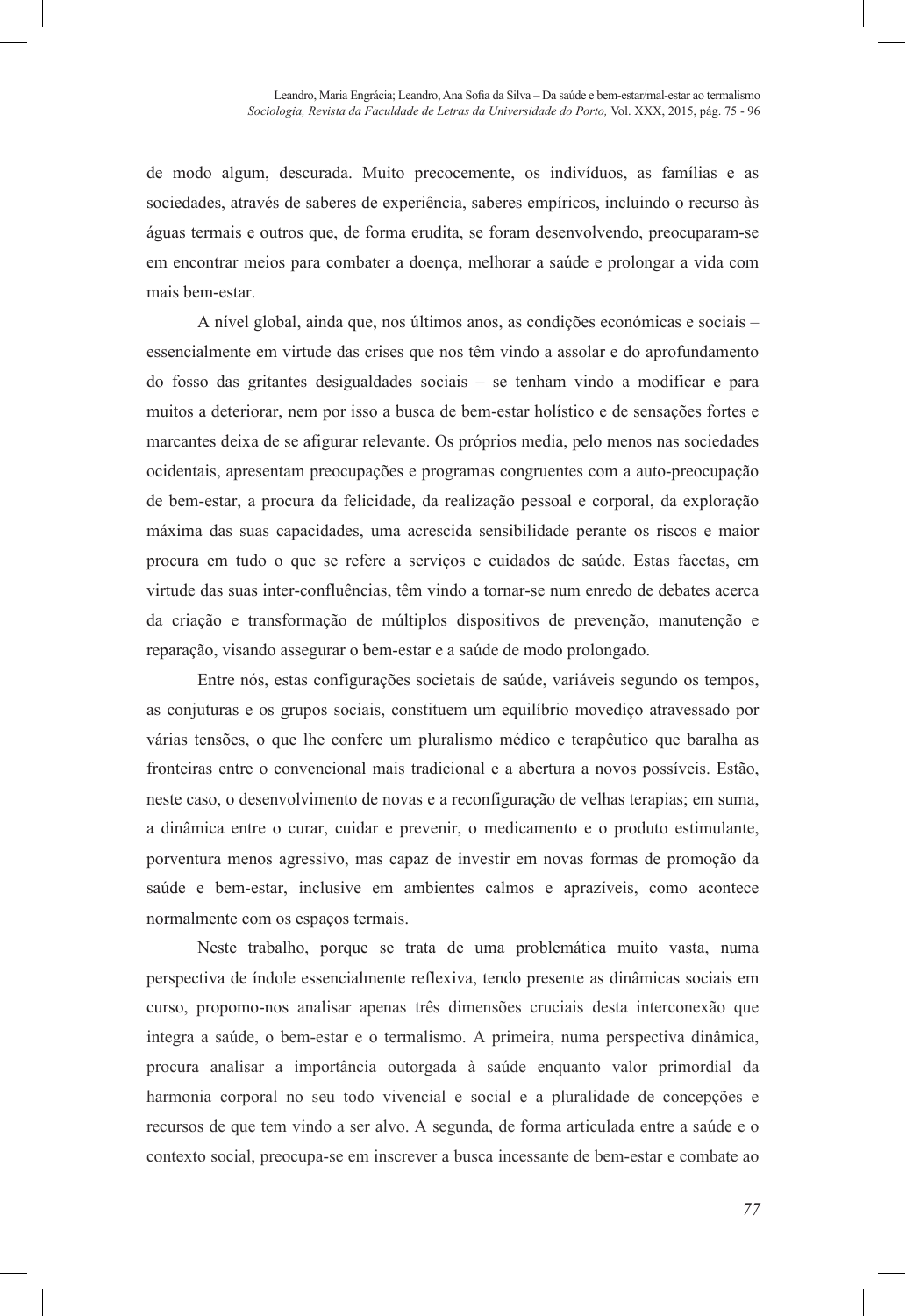de modo algum, descurada. Muito precocemente, os indivíduos, as famílias e as sociedades, através de saberes de experiência, saberes empíricos, incluindo o recurso às águas termais e outros que, de forma erudita, se foram desenvolvendo, preocuparam-se em encontrar meios para combater a doença, melhorar a saúde e prolongar a vida com mais bem-estar.

A nível global, ainda que, nos últimos anos, as condições económicas e sociais – essencialmente em virtude das crises que nos têm vindo a assolar e do aprofundamento do fosso das gritantes desigualdades sociais – se tenham vindo a modificar e para muitos a deteriorar, nem por isso a busca de bem-estar holístico e de sensações fortes e marcantes deixa de se afigurar relevante. Os próprios media, pelo menos nas sociedades ocidentais, apresentam preocupações e programas congruentes com a auto-preocupação de bem-estar, a procura da felicidade, da realização pessoal e corporal, da exploração máxima das suas capacidades, uma acrescida sensibilidade perante os riscos e maior procura em tudo o que se refere a serviços e cuidados de saúde. Estas facetas, em virtude das suas inter-confluências, têm vindo a tornar-se num enredo de debates acerca da criação e transformação de múltiplos dispositivos de prevenção, manutenção e reparação, visando assegurar o bem-estar e a saúde de modo prolongado.

Entre nós, estas configurações societais de saúde, variáveis segundo os tempos, as conjunturas e os grupos sociais, constituem um equilíbrio movediço atravessado por várias tensões, o que lhe confere um pluralismo médico e terapêutico que baralha as fronteiras entre o convencional mais tradicional e a abertura a novos possíveis. Estão, neste caso, o desenvolvimento de novas e a reconfiguração de velhas terapias; em suma, a dinâmica entre o curar, cuidar e prevenir, o medicamento e o produto estimulante, porventura menos agressivo, mas capaz de investir em novas formas de promoção da saúde e bem-estar, inclusive em ambientes calmos e aprazíveis, como acontece normalmente com os espaços termais.

Neste trabalho, porque se trata de uma problemática muito vasta, numa perspectiva de índole essencialmente reflexiva, tendo presente as dinâmicas sociais em curso, propomo-nos analisar apenas três dimensões cruciais desta interconexão que integra a saúde, o bem-estar e o termalismo. A primeira, numa perspectiva dinâmica, procura analisar a importância outorgada à saúde enquanto valor primordial da harmonia corporal no seu todo vivencial e social e a pluralidade de concepções e recursos de que tem vindo a ser alvo. A segunda, de forma articulada entre a saúde e o contexto social, preocupa-se em inscrever a busca incessante de bem-estar e combate ao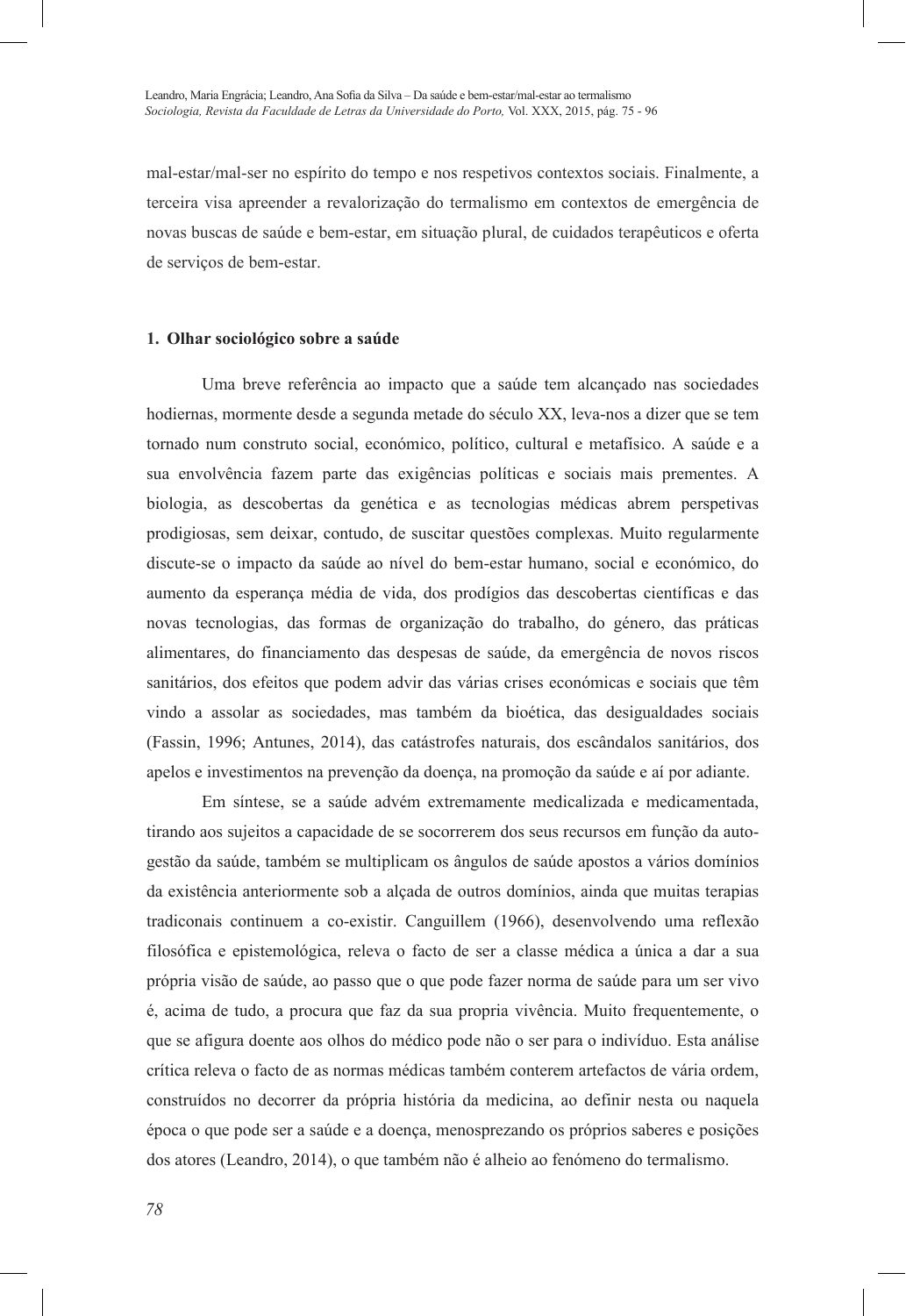mal-estar/mal-ser no espírito do tempo e nos respetivos contextos sociais. Finalmente, a terceira visa apreender a revalorização do termalismo em contextos de emergência de novas buscas de saúde e bem-estar, em situação plural, de cuidados terapêuticos e oferta de serviços de bem-estar.

## 1. Olhar sociológico sobre a saúde

Uma breve referência ao impacto que a saúde tem alcançado nas sociedades hodiernas, mormente desde a segunda metade do século XX, leva-nos a dizer que se tem tornado num construto social, económico, político, cultural e metafísico. A saúde e a sua envolvência fazem parte das exigências políticas e sociais mais prementes. A biologia, as descobertas da genética e as tecnologias médicas abrem perspetivas prodigiosas, sem deixar, contudo, de suscitar questões complexas. Muito regularmente discute-se o impacto da saúde ao nível do bem-estar humano, social e económico, do aumento da esperança média de vida, dos prodígios das descobertas científicas e das novas tecnologias, das formas de organização do trabalho, do género, das práticas alimentares, do financiamento das despesas de saúde, da emergência de novos riscos sanitários, dos efeitos que podem advir das várias crises económicas e sociais que têm vindo a assolar as sociedades, mas também da bioética, das desigualdades sociais (Fassin, 1996; Antunes, 2014), das catástrofes naturais, dos escândalos sanitários, dos apelos e investimentos na prevenção da doença, na promoção da saúde e aí por adiante.

Em síntese, se a saúde advém extremamente medicalizada e medicamentada, tirando aos sujeitos a capacidade de se socorrerem dos seus recursos em função da auto-gestão da saúde, também se multiplicam os ângulos de saúde apostos a vários domínios da existência anteriormente sob a alçada de outros domínios, ainda que muitas terapias tradiconais continuem a co-existir. Canguillem (1966), desenvolvendo uma reflexão filosófica e epistemológica, releva o facto de ser a classe médica a única a dar a sua própria visão de saúde, ao passo que o que pode fazer norma de saúde para um ser vivo é, acima de tudo, a procura que faz da sua propria vivência. Muito frequentemente, o que se afigura doente aos olhos do médico pode não o ser para o indivíduo. Esta análise crítica releva o facto de as normas médicas também conterem artefactos de vária ordem, construídos no decorrer da própria história da medicina, ao definir nesta ou naquela época o que pode ser a saúde e a doença, menosprezando os próprios saberes e posições dos atores (Leandro, 2014), o que também não é alheio ao fenómeno do termalismo.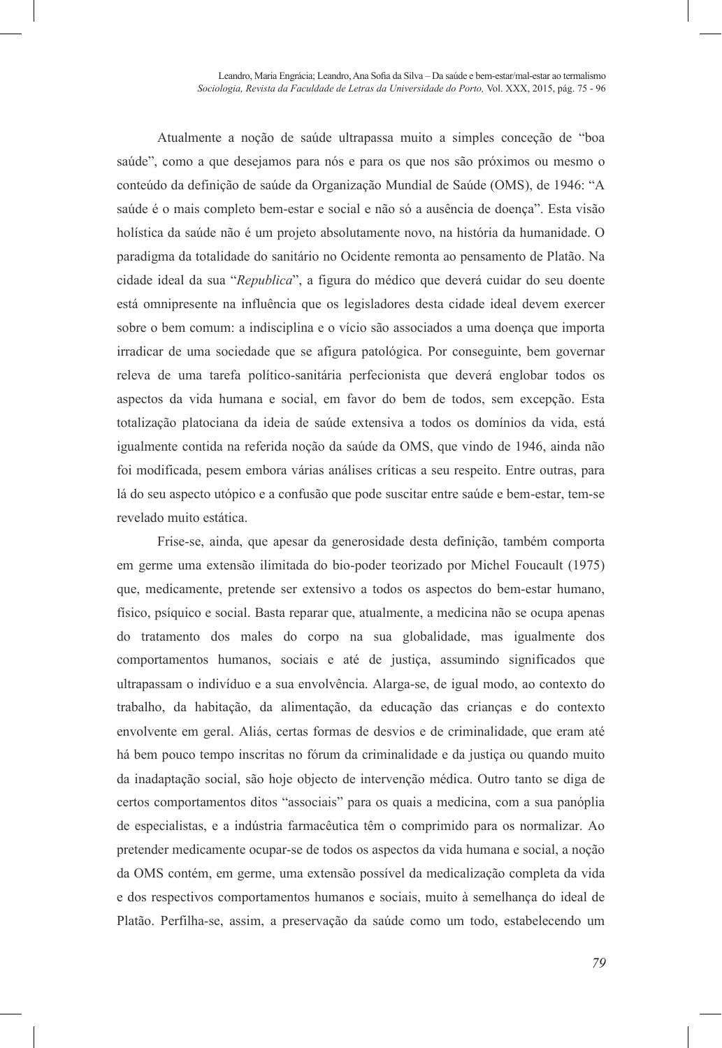Atualmente a noção de saúde ultrapassa muito a simples conceção de "boa saúde", como a que desejamos para nós e para os que nos são próximos ou mesmo o conteúdo da definição de saúde da Organização Mundial de Saúde (OMS), de 1946: "A saúde é o mais completo bem-estar e social e não só a ausência de doença". Esta visão holística da saúde não é um projeto absolutamente novo, na história da humanidade. O paradigma da totalidade do sanitário no Ocidente remonta ao pensamento de Platão. Na cidade ideal da sua "*Republica*", a figura do médico que deverá cuidar do seu doente está omnipresente na influência que os legisladores desta cidade ideal devem exercer sobre o bem comum: a indisciplina e o vício são associados a uma doença que importa irradicar de uma sociedade que se afigura patológica. Por conseguinte, bem governar releva de uma tarefa político-sanitária perfecionista que deverá englobar todos os aspectos da vida humana e social, em favor do bem de todos, sem excepção. Esta totalização platociana da ideia de saúde extensiva a todos os domínios da vida, está igualmente contida na referida noção da saúde da OMS, que vindo de 1946, ainda não foi modificada, pesem embora várias análises críticas a seu respeito. Entre outras, para lá do seu aspecto utópico e a confusão que pode suscitar entre saúde e bem-estar, tem-se revelado muito estática.

Frise-se, ainda, que apesar da generosidade desta definição, também comporta em germe uma extensão ilimitada do bio-poder teorizado por Michel Foucault (1975) que, medicamente, pretende ser extensivo a todos os aspectos do bem-estar humano, físico, psíquico e social. Basta reparar que, atualmente, a medicina não se ocupa apenas do tratamento dos males do corpo na sua globalidade, mas igualmente dos comportamentos humanos, sociais e até de justiça, assumindo significados que ultrapassam o indivíduo e a sua envolvência. Alarga-se, de igual modo, ao contexto do trabalho, da habitação, da alimentação, da educação das crianças e do contexto envolvente em geral. Aliás, certas formas de desvios e de criminalidade, que eram até há bem pouco tempo inscritas no fórum da criminalidade e da justiça ou quando muito da inadaptação social, são hoje objecto de intervenção médica. Outro tanto se diga de certos comportamentos ditos "associais" para os quais a medicina, com a sua panóplia de especialistas, e a indústria farmacêutica têm o comprimido para os normalizar. Ao pretender medicamente ocupar-se de todos os aspectos da vida humana e social, a noção da OMS contém, em germe, uma extensão possível da medicalização completa da vida e dos respectivos comportamentos humanos e sociais, muito à semelhança do ideal de Platão. Perfilha-se, assim, a preservação da saúde como um todo, estabelecendo um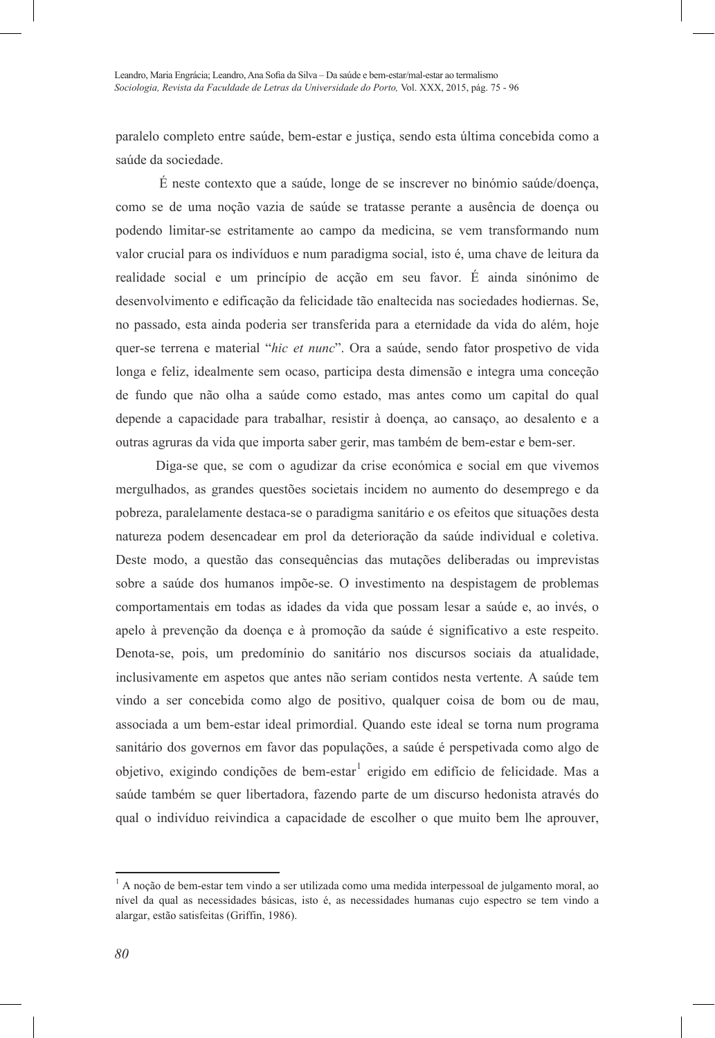paralelo completo entre saúde, bem-estar e justiça, sendo esta última concebida como a saúde da sociedade.

É neste contexto que a saúde, longe de se inscrever no binómio saúde/doença, como se de uma noção vazia de saúde se tratasse perante a ausência de doença ou podendo limitar-se estritamente ao campo da medicina, se vem transformando num valor crucial para os indivíduos e num paradigma social, isto é, uma chave de leitura da realidade social e um princípio de acção em seu favor. É ainda sinónimo de desenvolvimento e edificação da felicidade tão enaltecida nas sociedades hodiernas. Se, no passado, esta ainda poderia ser transferida para a eternidade da vida do além, hoje quer-se terrena e material "*hic et nunc*". Ora a saúde, sendo fator prospetivo de vida longa e feliz, idealmente sem ocaso, participa desta dimensão e integra uma conceção de fundo que não olha a saúde como estado, mas antes como um capital do qual depende a capacidade para trabalhar, resistir à doença, ao cansaço, ao desalento e a outras agruras da vida que importa saber gerir, mas também de bem-estar e bem-ser.

Diga-se que, se com o agudizar da crise económica e social em que vivemos mergulhados, as grandes questões societais incidem no aumento do desemprego e da pobreza, paralelamente destaca-se o paradigma sanitário e os efeitos que situações desta natureza podem desencadear em prol da deterioração da saúde individual e coletiva. Deste modo, a questão das consequências das mutações deliberadas ou imprevistas sobre a saúde dos humanos impõe-se. O investimento na despistagem de problemas comportamentais em todas as idades da vida que possam lesar a saúde e, ao invés, o apelo à prevenção da doença e à promoção da saúde é significativo a este respeito. Denota-se, pois, um predomínio do sanitário nos discursos sociais da atualidade, inclusivamente em aspetos que antes não seriam contidos nesta vertente. A saúde tem vindo a ser concebida como algo de positivo, qualquer coisa de bom ou de mau, associada a um bem-estar ideal primordial. Quando este ideal se torna num programa sanitário dos governos em favor das populações, a saúde é perspetivada como algo de objetivo, exigindo condições de bem-estar[1] erigido em edifício de felicidade. Mas a saúde também se quer libertadora, fazendo parte de um discurso hedonista através do qual o indivíduo reivindica a capacidade de escolher o que muito bem lhe aprouver,

[1] A noção de bem-estar tem vindo a ser utilizada como uma medida interpessoal de julgamento moral, ao nível da qual as necessidades básicas, isto é, as necessidades humanas cujo espectro se tem vindo a alargar, estão satisfeitas (Griffin, 1986).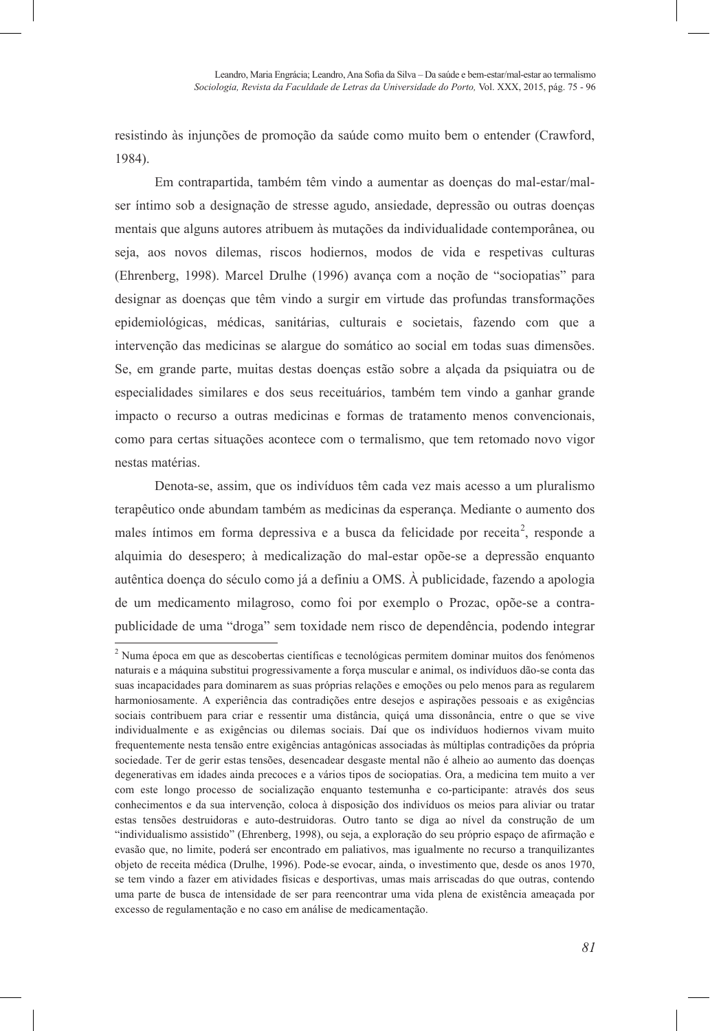resistindo às injunções de promoção da saúde como muito bem o entender (Crawford, 1984).

Em contrapartida, também têm vindo a aumentar as doenças do mal-estar/mal-ser íntimo sob a designação de stresse agudo, ansiedade, depressão ou outras doenças mentais que alguns autores atribuem às mutações da individualidade contemporânea, ou seja, aos novos dilemas, riscos hodiernos, modos de vida e respetivas culturas (Ehrenberg, 1998). Marcel Drulhe (1996) avança com a noção de "sociopatias" para designar as doenças que têm vindo a surgir em virtude das profundas transformações epidemiológicas, médicas, sanitárias, culturais e societais, fazendo com que a intervenção das medicinas se alargue do somático ao social em todas suas dimensões. Se, em grande parte, muitas destas doenças estão sobre a alçada da psiquiatra ou de especialidades similares e dos seus receituários, também tem vindo a ganhar grande impacto o recurso a outras medicinas e formas de tratamento menos convencionais, como para certas situações acontece com o termalismo, que tem retomado novo vigor nestas matérias.

Denota-se, assim, que os indivíduos têm cada vez mais acesso a um pluralismo terapêutico onde abundam também as medicinas da esperança. Mediante o aumento dos males íntimos em forma depressiva e a busca da felicidade por receita[2], responde a alquimia do desespero; à medicalização do mal-estar opõe-se a depressão enquanto autêntica doença do século como já a definiu a OMS. À publicidade, fazendo a apologia de um medicamento milagroso, como foi por exemplo o Prozac, opõe-se a contra-publicidade de uma "droga" sem toxidade nem risco de dependência, podendo integrar

---

[2] Numa época em que as descobertas científicas e tecnológicas permitem dominar muitos dos fenómenos naturais e a máquina substitui progressivamente a força muscular e animal, os indivíduos dão-se conta das suas incapacidades para dominarem as suas próprias relações e emoções ou pelo menos para as regularem harmoniosamente. A experiência das contradições entre desejos e aspirações pessoais e as exigências sociais contribuem para criar e ressentir uma distância, quiçá uma dissonância, entre o que se vive individualmente e as exigências ou dilemas sociais. Daí que os indivíduos hodiernos vivam muito frequentemente nesta tensão entre exigências antagónicas associadas às múltiplas contradições da própria sociedade. Ter de gerir estas tensões, desencadear desgaste mental não é alheio ao aumento das doenças degenerativas em idades ainda precoces e a vários tipos de sociopatias. Ora, a medicina tem muito a ver com este longo processo de socialização enquanto testemunha e co-participante: através dos seus conhecimentos e da sua intervenção, coloca à disposição dos indivíduos os meios para aliviar ou tratar estas tensões destruidoras e auto-destruidoras. Outro tanto se diga ao nível da construção de um "individualismo assistido" (Ehrenberg, 1998), ou seja, a exploração do seu próprio espaço de afirmação e evasão que, no limite, poderá ser encontrado em paliativos, mas igualmente no recurso a tranquilizantes objeto de receita médica (Drulhe, 1996). Pode-se evocar, ainda, o investimento que, desde os anos 1970, se tem vindo a fazer em atividades físicas e desportivas, umas mais arriscadas do que outras, contendo uma parte de busca de intensidade de ser para reencontrar uma vida plena de existência ameaçada por excesso de regulamentação e no caso em análise de medicamentação.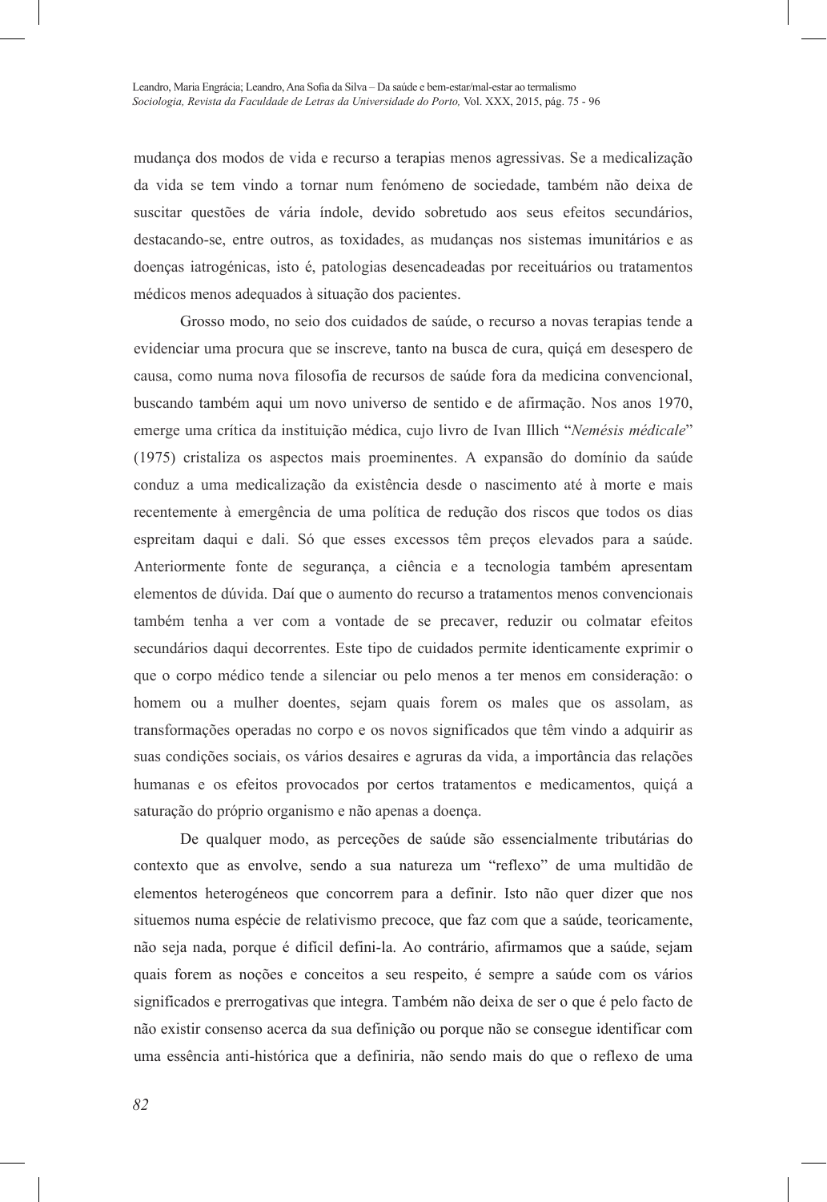mudança dos modos de vida e recurso a terapias menos agressivas. Se a medicalização da vida se tem vindo a tornar num fenómeno de sociedade, também não deixa de suscitar questões de vária índole, devido sobretudo aos seus efeitos secundários, destacando-se, entre outros, as toxidades, as mudanças nos sistemas imunitários e as doenças iatrogénicas, isto é, patologias desencadeadas por receituários ou tratamentos médicos menos adequados à situação dos pacientes.

Grosso modo, no seio dos cuidados de saúde, o recurso a novas terapias tende a evidenciar uma procura que se inscreve, tanto na busca de cura, quiçá em desespero de causa, como numa nova filosofia de recursos de saúde fora da medicina convencional, buscando também aqui um novo universo de sentido e de afirmação. Nos anos 1970, emerge uma crítica da instituição médica, cujo livro de Ivan Illich "*Nemésis médicale*" (1975) cristaliza os aspectos mais proeminentes. A expansão do domínio da saúde conduz a uma medicalização da existência desde o nascimento até à morte e mais recentemente à emergência de uma política de redução dos riscos que todos os dias espreitam daqui e dali. Só que esses excessos têm preços elevados para a saúde. Anteriormente fonte de segurança, a ciência e a tecnologia também apresentam elementos de dúvida. Daí que o aumento do recurso a tratamentos menos convencionais também tenha a ver com a vontade de se precaver, reduzir ou colmatar efeitos secundários daqui decorrentes. Este tipo de cuidados permite identicamente exprimir o que o corpo médico tende a silenciar ou pelo menos a ter menos em consideração: o homem ou a mulher doentes, sejam quais forem os males que os assolam, as transformações operadas no corpo e os novos significados que têm vindo a adquirir as suas condições sociais, os vários desaires e agruras da vida, a importância das relações humanas e os efeitos provocados por certos tratamentos e medicamentos, quiçá a saturação do próprio organismo e não apenas a doença.

De qualquer modo, as perceções de saúde são essencialmente tributárias do contexto que as envolve, sendo a sua natureza um "reflexo" de uma multidão de elementos heterogéneos que concorrem para a definir. Isto não quer dizer que nos situemos numa espécie de relativismo precoce, que faz com que a saúde, teoricamente, não seja nada, porque é difícil defini-la. Ao contrário, afirmamos que a saúde, sejam quais forem as noções e conceitos a seu respeito, é sempre a saúde com os vários significados e prerrogativas que integra. Também não deixa de ser o que é pelo facto de não existir consenso acerca da sua definição ou porque não se consegue identificar com uma essência anti-histórica que a definiria, não sendo mais do que o reflexo de uma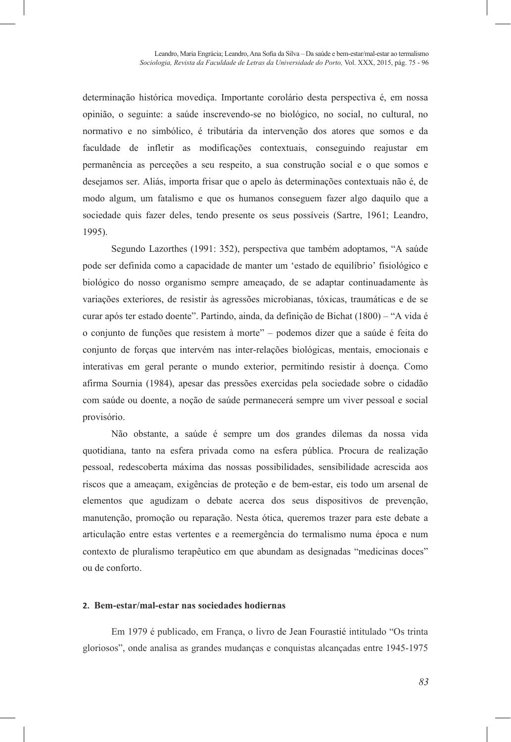determinação histórica movediça. Importante corolário desta perspectiva é, em nossa opinião, o seguinte: a saúde inscrevendo-se no biológico, no social, no cultural, no normativo e no simbólico, é tributária da intervenção dos atores que somos e da faculdade de infletir as modificações contextuais, conseguindo reajustar em permanência as perceções a seu respeito, a sua construção social e o que somos e desejamos ser. Aliás, importa frisar que o apelo às determinações contextuais não é, de modo algum, um fatalismo e que os humanos conseguem fazer algo daquilo que a sociedade quis fazer deles, tendo presente os seus possíveis (Sartre, 1961; Leandro, 1995).

Segundo Lazorthes (1991: 352), perspectiva que também adoptamos, "A saúde pode ser definida como a capacidade de manter um 'estado de equilíbrio' fisiológico e biológico do nosso organismo sempre ameaçado, de se adaptar continuadamente às variações exteriores, de resistir às agressões microbianas, tóxicas, traumáticas e de se curar após ter estado doente". Partindo, ainda, da definição de Bichat (1800) – "A vida é o conjunto de funções que resistem à morte" – podemos dizer que a saúde é feita do conjunto de forças que intervém nas inter-relações biológicas, mentais, emocionais e interativas em geral perante o mundo exterior, permitindo resistir à doença. Como afirma Sournia (1984), apesar das pressões exercidas pela sociedade sobre o cidadão com saúde ou doente, a noção de saúde permanecerá sempre um viver pessoal e social provisório.

Não obstante, a saúde é sempre um dos grandes dilemas da nossa vida quotidiana, tanto na esfera privada como na esfera pública. Procura de realização pessoal, redescoberta máxima das nossas possibilidades, sensibilidade acrescida aos riscos que a ameaçam, exigências de proteção e de bem-estar, eis todo um arsenal de elementos que agudizam o debate acerca dos seus dispositivos de prevenção, manutenção, promoção ou reparação. Nesta ótica, queremos trazer para este debate a articulação entre estas vertentes e a reemergência do termalismo numa época e num contexto de pluralismo terapêutico em que abundam as designadas "medicinas doces" ou de conforto.

## 2. Bem-estar/mal-estar nas sociedades hodiernas

Em 1979 é publicado, em França, o livro de Jean Fourastié intitulado "Os trinta gloriosos", onde analisa as grandes mudanças e conquistas alcançadas entre 1945-1975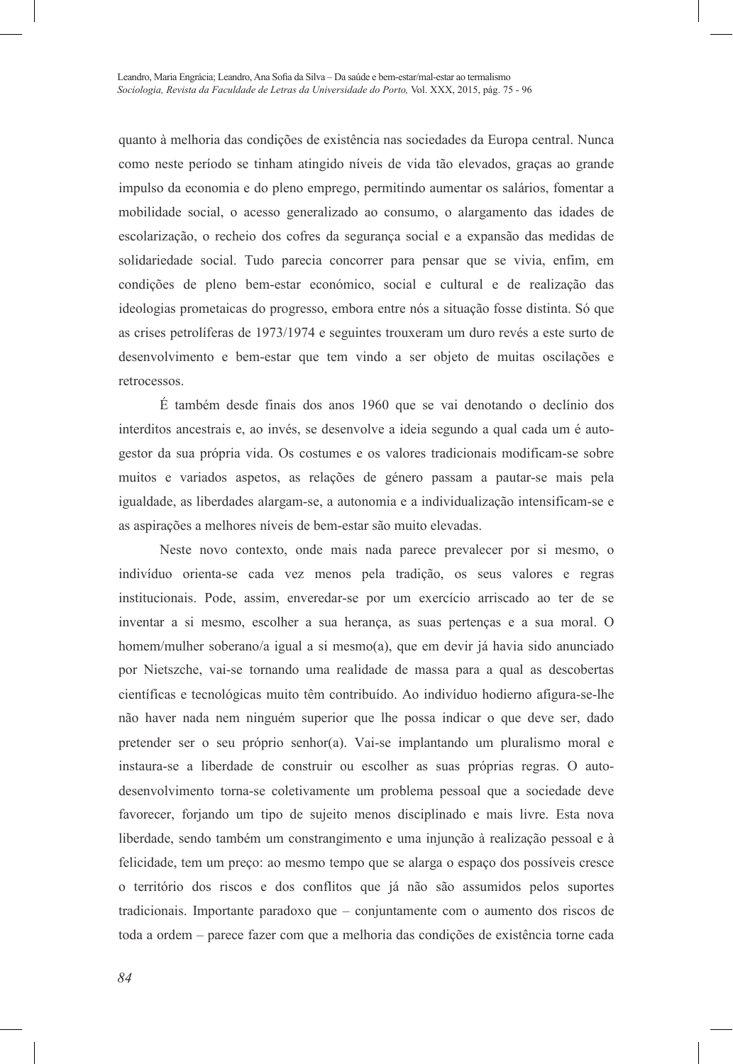quanto à melhoria das condições de existência nas sociedades da Europa central. Nunca como neste período se tinham atingido níveis de vida tão elevados, graças ao grande impulso da economia e do pleno emprego, permitindo aumentar os salários, fomentar a mobilidade social, o acesso generalizado ao consumo, o alargamento das idades de escolarização, o recheio dos cofres da segurança social e a expansão das medidas de solidariedade social. Tudo parecia concorrer para pensar que se vivia, enfim, em condições de pleno bem-estar económico, social e cultural e de realização das ideologias prometaicas do progresso, embora entre nós a situação fosse distinta. Só que as crises petrolíferas de 1973/1974 e seguintes trouxeram um duro revés a este surto de desenvolvimento e bem-estar que tem vindo a ser objeto de muitas oscilações e retrocessos.

É também desde finais dos anos 1960 que se vai denotando o declínio dos interditos ancestrais e, ao invés, se desenvolve a ideia segundo a qual cada um é auto-gestor da sua própria vida. Os costumes e os valores tradicionais modificam-se sobre muitos e variados aspetos, as relações de género passam a pautar-se mais pela igualdade, as liberdades alargam-se, a autonomia e a individualização intensificam-se e as aspirações a melhores níveis de bem-estar são muito elevadas.

Neste novo contexto, onde mais nada parece prevalecer por si mesmo, o indivíduo orienta-se cada vez menos pela tradição, os seus valores e regras institucionais. Pode, assim, enveredar-se por um exercício arriscado ao ter de se inventar a si mesmo, escolher a sua herança, as suas pertenças e a sua moral. O homem/mulher soberano/a igual a si mesmo(a), que em devir já havia sido anunciado por Nietszche, vai-se tornando uma realidade de massa para a qual as descobertas científicas e tecnológicas muito têm contribuído. Ao indivíduo hodierno afigura-se-lhe não haver nada nem ninguém superior que lhe possa indicar o que deve ser, dado pretender ser o seu próprio senhor(a). Vai-se implantando um pluralismo moral e instaura-se a liberdade de construir ou escolher as suas próprias regras. O auto-desenvolvimento torna-se coletivamente um problema pessoal que a sociedade deve favorecer, forjando um tipo de sujeito menos disciplinado e mais livre. Esta nova liberdade, sendo também um constrangimento e uma injunção à realização pessoal e à felicidade, tem um preço: ao mesmo tempo que se alarga o espaço dos possíveis cresce o território dos riscos e dos conflitos que já não são assumidos pelos suportes tradicionais. Importante paradoxo que – conjuntamente com o aumento dos riscos de toda a ordem – parece fazer com que a melhoria das condições de existência torne cada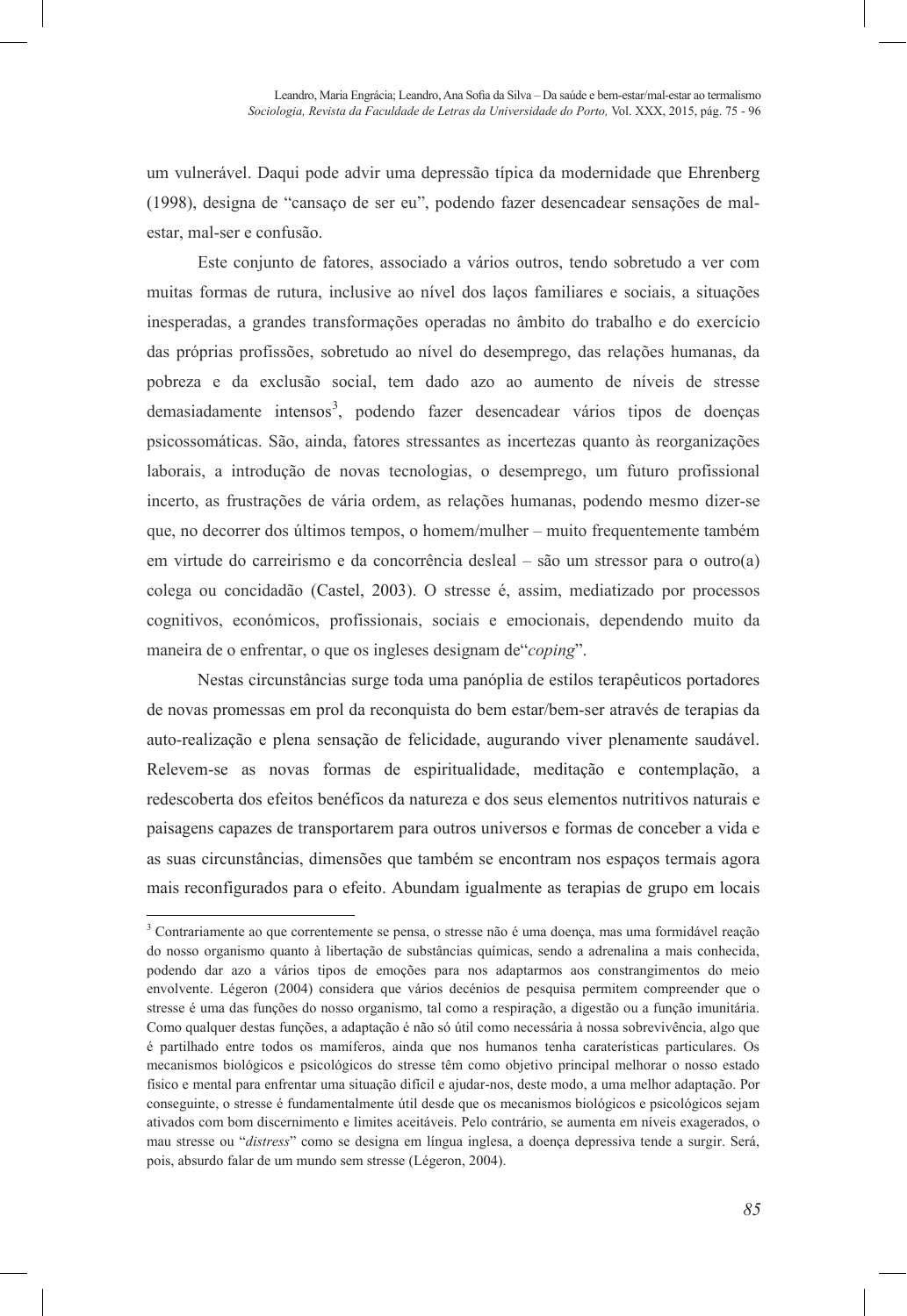um vulnerável. Daqui pode advir uma depressão típica da modernidade que Ehrenberg (1998), designa de "cansaço de ser eu", podendo fazer desencadear sensações de mal-estar, mal-ser e confusão.

Este conjunto de fatores, associado a vários outros, tendo sobretudo a ver com muitas formas de rutura, inclusive ao nível dos laços familiares e sociais, a situações inesperadas, a grandes transformações operadas no âmbito do trabalho e do exercício das próprias profissões, sobretudo ao nível do desemprego, das relações humanas, da pobreza e da exclusão social, tem dado azo ao aumento de níveis de stresse demasiadamente intensos[3], podendo fazer desencadear vários tipos de doenças psicossomáticas. São, ainda, fatores stressantes as incertezas quanto às reorganizações laborais, a introdução de novas tecnologias, o desemprego, um futuro profissional incerto, as frustrações de vária ordem, as relações humanas, podendo mesmo dizer-se que, no decorrer dos últimos tempos, o homem/mulher – muito frequentemente também em virtude do carreirismo e da concorrência desleal – são um stressor para o outro(a) colega ou concidadão (Castel, 2003). O stresse é, assim, mediatizado por processos cognitivos, económicos, profissionais, sociais e emocionais, dependendo muito da maneira de o enfrentar, o que os ingleses designam de"*coping*".

Nestas circunstâncias surge toda uma panóplia de estilos terapêuticos portadores de novas promessas em prol da reconquista do bem estar/bem-ser através de terapias da auto-realização e plena sensação de felicidade, augurando viver plenamente saudável. Relevem-se as novas formas de espiritualidade, meditação e contemplação, a redescoberta dos efeitos benéficos da natureza e dos seus elementos nutritivos naturais e paisagens capazes de transportarem para outros universos e formas de conceber a vida e as suas circunstâncias, dimensões que também se encontram nos espaços termais agora mais reconfigurados para o efeito. Abundam igualmente as terapias de grupo em locais

---

[3] Contrariamente ao que correntemente se pensa, o stresse não é uma doença, mas uma formidável reação do nosso organismo quanto à libertação de substâncias químicas, sendo a adrenalina a mais conhecida, podendo dar azo a vários tipos de emoções para nos adaptarmos aos constrangimentos do meio envolvente. Légeron (2004) considera que vários decénios de pesquisa permitem compreender que o stresse é uma das funções do nosso organismo, tal como a respiração, a digestão ou a função imunitária. Como qualquer destas funções, a adaptação é não só útil como necessária à nossa sobrevivência, algo que é partilhado entre todos os mamíferos, ainda que nos humanos tenha caraterísticas particulares. Os mecanismos biológicos e psicológicos do stresse têm como objetivo principal melhorar o nosso estado físico e mental para enfrentar uma situação difícil e ajudar-nos, deste modo, a uma melhor adaptação. Por conseguinte, o stresse é fundamentalmente útil desde que os mecanismos biológicos e psicológicos sejam ativados com bom discernimento e limites aceitáveis. Pelo contrário, se aumenta em níveis exagerados, o mau stresse ou "*distress*" como se designa em língua inglesa, a doença depressiva tende a surgir. Será, pois, absurdo falar de um mundo sem stresse (Légeron, 2004).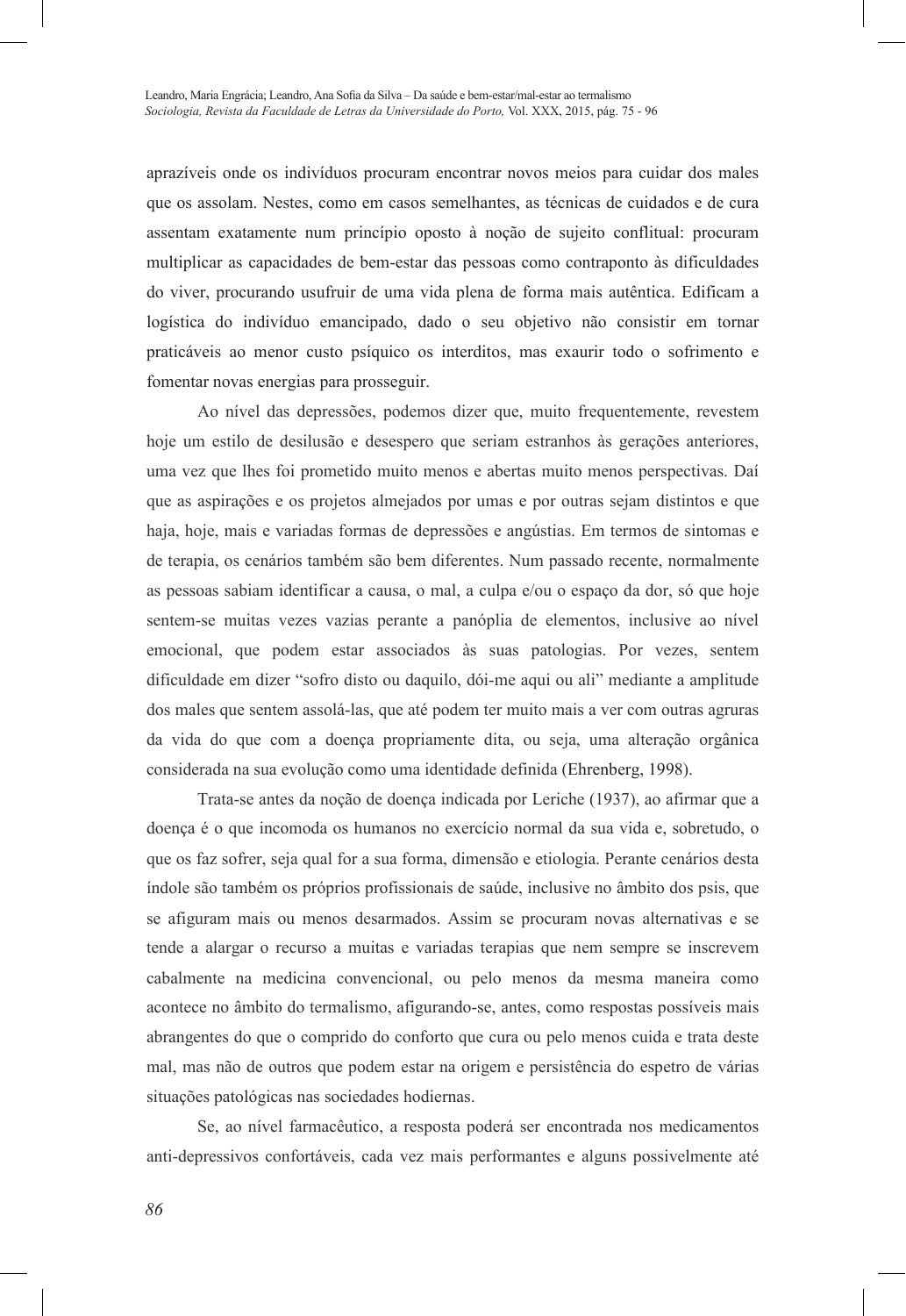aprazíveis onde os indivíduos procuram encontrar novos meios para cuidar dos males que os assolam. Nestes, como em casos semelhantes, as técnicas de cuidados e de cura assentam exatamente num princípio oposto à noção de sujeito conflitual: procuram multiplicar as capacidades de bem-estar das pessoas como contraponto às dificuldades do viver, procurando usufruir de uma vida plena de forma mais autêntica. Edificam a logística do indivíduo emancipado, dado o seu objetivo não consistir em tornar praticáveis ao menor custo psíquico os interditos, mas exaurir todo o sofrimento e fomentar novas energias para prosseguir.

Ao nível das depressões, podemos dizer que, muito frequentemente, revestem hoje um estilo de desilusão e desespero que seriam estranhos às gerações anteriores, uma vez que lhes foi prometido muito menos e abertas muito menos perspectivas. Daí que as aspirações e os projetos almejados por umas e por outras sejam distintos e que haja, hoje, mais e variadas formas de depressões e angústias. Em termos de sintomas e de terapia, os cenários também são bem diferentes. Num passado recente, normalmente as pessoas sabiam identificar a causa, o mal, a culpa e/ou o espaço da dor, só que hoje sentem-se muitas vezes vazias perante a panóplia de elementos, inclusive ao nível emocional, que podem estar associados às suas patologias. Por vezes, sentem dificuldade em dizer "sofro disto ou daquilo, dói-me aqui ou ali" mediante a amplitude dos males que sentem assolá-las, que até podem ter muito mais a ver com outras agruras da vida do que com a doença propriamente dita, ou seja, uma alteração orgânica considerada na sua evolução como uma identidade definida (Ehrenberg, 1998).

Trata-se antes da noção de doença indicada por Leriche (1937), ao afirmar que a doença é o que incomoda os humanos no exercício normal da sua vida e, sobretudo, o que os faz sofrer, seja qual for a sua forma, dimensão e etiologia. Perante cenários desta índole são também os próprios profissionais de saúde, inclusive no âmbito dos psis, que se afiguram mais ou menos desarmados. Assim se procuram novas alternativas e se tende a alargar o recurso a muitas e variadas terapias que nem sempre se inscrevem cabalmente na medicina convencional, ou pelo menos da mesma maneira como acontece no âmbito do termalismo, afigurando-se, antes, como respostas possíveis mais abrangentes do que o comprido do conforto que cura ou pelo menos cuida e trata deste mal, mas não de outros que podem estar na origem e persistência do espetro de várias situações patológicas nas sociedades hodiernas.

Se, ao nível farmacêutico, a resposta poderá ser encontrada nos medicamentos anti-depressivos confortáveis, cada vez mais performantes e alguns possivelmente até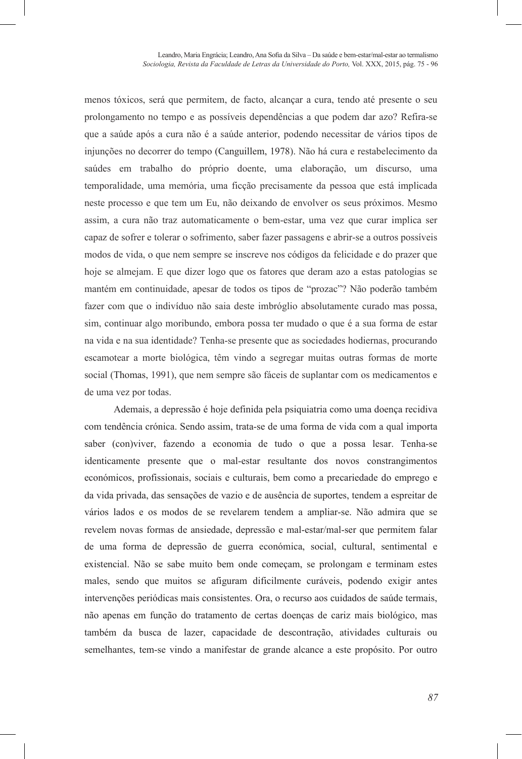menos tóxicos, será que permitem, de facto, alcançar a cura, tendo até presente o seu prolongamento no tempo e as possíveis dependências a que podem dar azo? Refira-se que a saúde após a cura não é a saúde anterior, podendo necessitar de vários tipos de injunções no decorrer do tempo (Canguillem, 1978). Não há cura e restabelecimento da saúdes em trabalho do próprio doente, uma elaboração, um discurso, uma temporalidade, uma memória, uma ficção precisamente da pessoa que está implicada neste processo e que tem um Eu, não deixando de envolver os seus próximos. Mesmo assim, a cura não traz automaticamente o bem-estar, uma vez que curar implica ser capaz de sofrer e tolerar o sofrimento, saber fazer passagens e abrir-se a outros possíveis modos de vida, o que nem sempre se inscreve nos códigos da felicidade e do prazer que hoje se almejam. E que dizer logo que os fatores que deram azo a estas patologias se mantém em continuidade, apesar de todos os tipos de "prozac"? Não poderão também fazer com que o indivíduo não saia deste imbróglio absolutamente curado mas possa, sim, continuar algo moribundo, embora possa ter mudado o que é a sua forma de estar na vida e na sua identidade? Tenha-se presente que as sociedades hodiernas, procurando escamotear a morte biológica, têm vindo a segregar muitas outras formas de morte social (Thomas, 1991), que nem sempre são fáceis de suplantar com os medicamentos e de uma vez por todas.

Ademais, a depressão é hoje definida pela psiquiatria como uma doença recidiva com tendência crónica. Sendo assim, trata-se de uma forma de vida com a qual importa saber (con)viver, fazendo a economia de tudo o que a possa lesar. Tenha-se identicamente presente que o mal-estar resultante dos novos constrangimentos económicos, profissionais, sociais e culturais, bem como a precariedade do emprego e da vida privada, das sensações de vazio e de ausência de suportes, tendem a espreitar de vários lados e os modos de se revelarem tendem a ampliar-se. Não admira que se revelem novas formas de ansiedade, depressão e mal-estar/mal-ser que permitem falar de uma forma de depressão de guerra económica, social, cultural, sentimental e existencial. Não se sabe muito bem onde começam, se prolongam e terminam estes males, sendo que muitos se afiguram dificilmente curáveis, podendo exigir antes intervenções periódicas mais consistentes. Ora, o recurso aos cuidados de saúde termais, não apenas em função do tratamento de certas doenças de cariz mais biológico, mas também da busca de lazer, capacidade de descontração, atividades culturais ou semelhantes, tem-se vindo a manifestar de grande alcance a este propósito. Por outro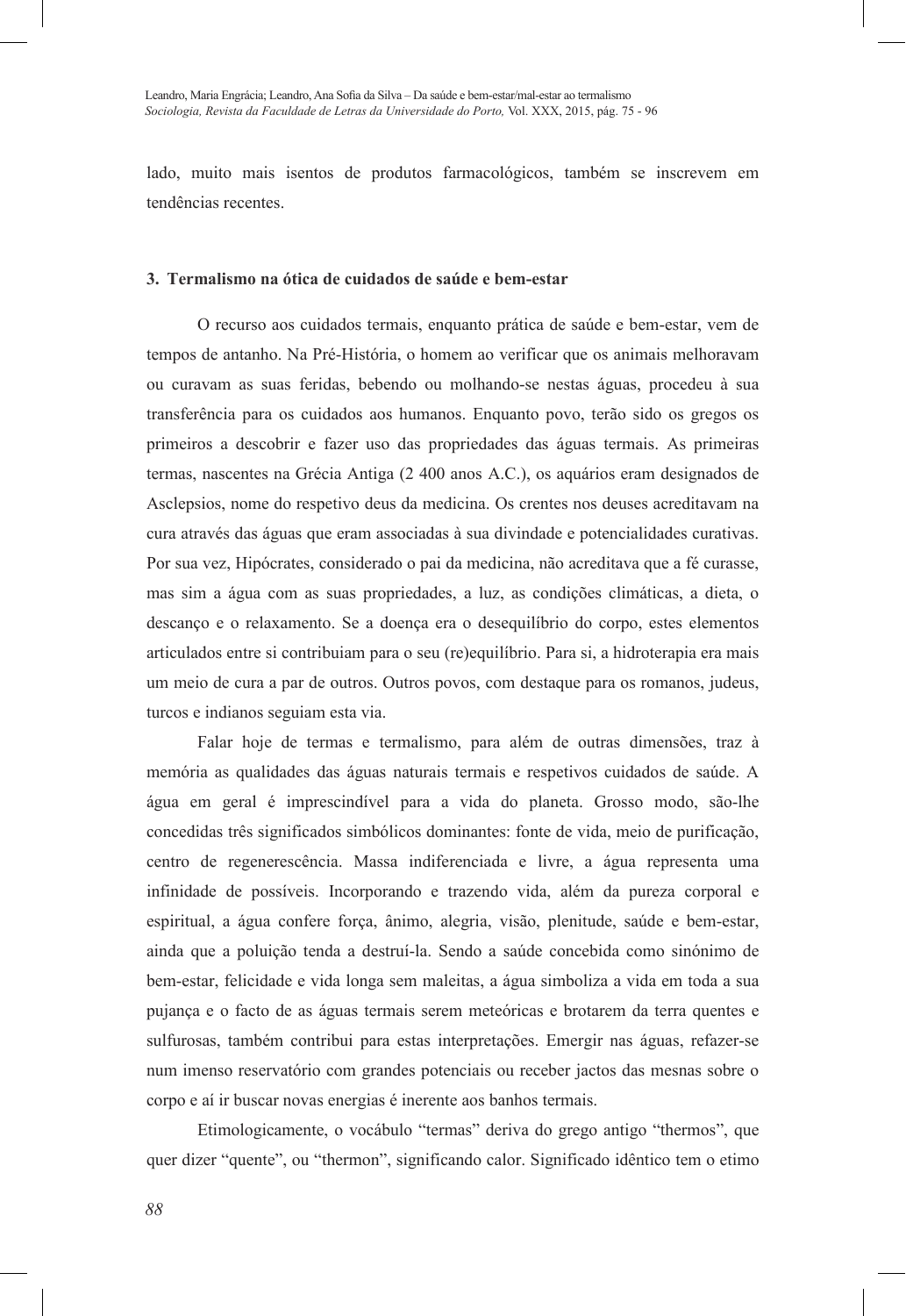lado, muito mais isentos de produtos farmacológicos, também se inscrevem em tendências recentes.

### 3. Termalismo na ótica de cuidados de saúde e bem-estar

O recurso aos cuidados termais, enquanto prática de saúde e bem-estar, vem de tempos de antanho. Na Pré-História, o homem ao verificar que os animais melhoravam ou curavam as suas feridas, bebendo ou molhando-se nestas águas, procedeu à sua transferência para os cuidados aos humanos. Enquanto povo, terão sido os gregos os primeiros a descobrir e fazer uso das propriedades das águas termais. As primeiras termas, nascentes na Grécia Antiga (2 400 anos A.C.), os aquários eram designados de Asclepsios, nome do respetivo deus da medicina. Os crentes nos deuses acreditavam na cura através das águas que eram associadas à sua divindade e potencialidades curativas. Por sua vez, Hipócrates, considerado o pai da medicina, não acreditava que a fé curasse, mas sim a água com as suas propriedades, a luz, as condições climáticas, a dieta, o descanço e o relaxamento. Se a doença era o desequilíbrio do corpo, estes elementos articulados entre si contribuiam para o seu (re)equilíbrio. Para si, a hidroterapia era mais um meio de cura a par de outros. Outros povos, com destaque para os romanos, judeus, turcos e indianos seguiam esta via.

Falar hoje de termas e termalismo, para além de outras dimensões, traz à memória as qualidades das águas naturais termais e respetivos cuidados de saúde. A água em geral é imprescindível para a vida do planeta. Grosso modo, são-lhe concedidas três significados simbólicos dominantes: fonte de vida, meio de purificação, centro de regenerescência. Massa indiferenciada e livre, a água representa uma infinidade de possíveis. Incorporando e trazendo vida, além da pureza corporal e espiritual, a água confere força, ânimo, alegria, visão, plenitude, saúde e bem-estar, ainda que a poluição tenda a destruí-la. Sendo a saúde concebida como sinónimo de bem-estar, felicidade e vida longa sem maleitas, a água simboliza a vida em toda a sua pujança e o facto de as águas termais serem meteóricas e brotarem da terra quentes e sulfurosas, também contribui para estas interpretações. Emergir nas águas, refazer-se num imenso reservatório com grandes potenciais ou receber jactos das mesnas sobre o corpo e aí ir buscar novas energias é inerente aos banhos termais.

Etimologicamente, o vocábulo "termas" deriva do grego antigo "thermos", que quer dizer "quente", ou "thermon", significando calor. Significado idêntico tem o etimo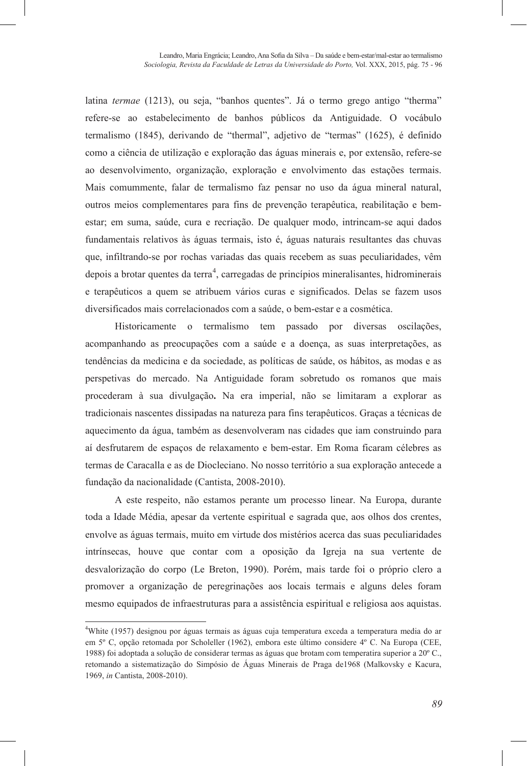latina *termae* (1213), ou seja, "banhos quentes". Já o termo grego antigo "therma" refere-se ao estabelecimento de banhos públicos da Antiguidade. O vocábulo termalismo (1845), derivando de "thermal", adjetivo de "termas" (1625), é definido como a ciência de utilização e exploração das águas minerais e, por extensão, refere-se ao desenvolvimento, organização, exploração e envolvimento das estações termais. Mais comummente, falar de termalismo faz pensar no uso da água mineral natural, outros meios complementares para fins de prevenção terapêutica, reabilitação e bem-estar; em suma, saúde, cura e recriação. De qualquer modo, intrincam-se aqui dados fundamentais relativos às águas termais, isto é, águas naturais resultantes das chuvas que, infiltrando-se por rochas variadas das quais recebem as suas peculiaridades, vêm depois a brotar quentes da terra[4], carregadas de princípios mineralisantes, hidrominerais e terapêuticos a quem se atribuem vários curas e significados. Delas se fazem usos diversificados mais correlacionados com a saúde, o bem-estar e a cosmética.

Historicamente o termalismo tem passado por diversas oscilações, acompanhando as preocupações com a saúde e a doença, as suas interpretações, as tendências da medicina e da sociedade, as políticas de saúde, os hábitos, as modas e as perspetivas do mercado. Na Antiguidade foram sobretudo os romanos que mais procederam à sua divulgação**.** Na era imperial, não se limitaram a explorar as tradicionais nascentes dissipadas na natureza para fins terapêuticos. Graças a técnicas de aquecimento da água, também as desenvolveram nas cidades que iam construindo para aí desfrutarem de espaços de relaxamento e bem-estar. Em Roma ficaram célebres as termas de Caracalla e as de Diocleciano. No nosso território a sua exploração antecede a fundação da nacionalidade (Cantista, 2008-2010).

A este respeito, não estamos perante um processo linear. Na Europa, durante toda a Idade Média, apesar da vertente espiritual e sagrada que, aos olhos dos crentes, envolve as águas termais, muito em virtude dos mistérios acerca das suas peculiaridades intrínsecas, houve que contar com a oposição da Igreja na sua vertente de desvalorização do corpo (Le Breton, 1990). Porém, mais tarde foi o próprio clero a promover a organização de peregrinações aos locais termais e alguns deles foram mesmo equipados de infraestruturas para a assistência espiritual e religiosa aos aquistas.

---

[4]White (1957) designou por águas termais as águas cuja temperatura exceda a temperatura media do ar em 5º C, opção retomada por Scholeller (1962), embora este último considere 4º C. Na Europa (CEE, 1988) foi adoptada a solução de considerar termas as águas que brotam com temperatira superior a 20º C., retomando a sistematização do Simpósio de Águas Minerais de Praga de1968 (Malkovsky e Kacura, 1969, *in* Cantista, 2008-2010).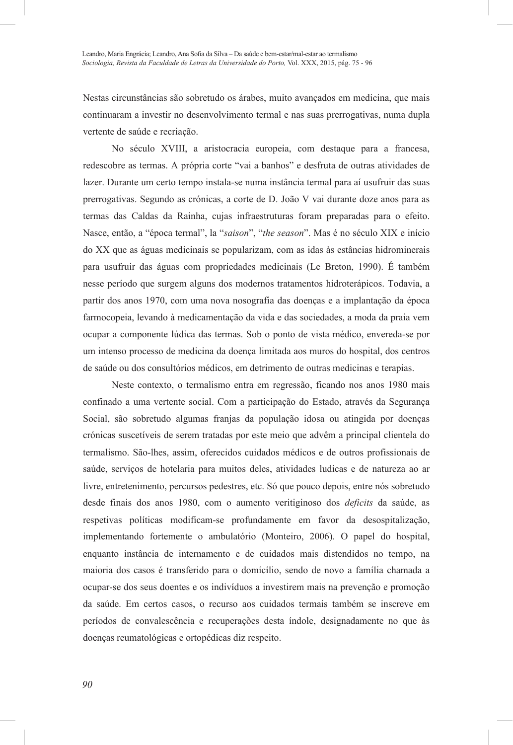Nestas circunstâncias são sobretudo os árabes, muito avançados em medicina, que mais continuaram a investir no desenvolvimento termal e nas suas prerrogativas, numa dupla vertente de saúde e recriação.

No século XVIII, a aristocracia europeia, com destaque para a francesa, redescobre as termas. A própria corte "vai a banhos" e desfruta de outras atividades de lazer. Durante um certo tempo instala-se numa instância termal para aí usufruir das suas prerrogativas. Segundo as crónicas, a corte de D. João V vai durante doze anos para as termas das Caldas da Rainha, cujas infraestruturas foram preparadas para o efeito. Nasce, então, a "época termal", la "*saison*", "*the season*". Mas é no século XIX e início do XX que as águas medicinais se popularizam, com as idas às estâncias hidrominerais para usufruir das águas com propriedades medicinais (Le Breton, 1990). É também nesse período que surgem alguns dos modernos tratamentos hidroterápicos. Todavia, a partir dos anos 1970, com uma nova nosografia das doenças e a implantação da época farmocopeia, levando à medicamentação da vida e das sociedades, a moda da praia vem ocupar a componente lúdica das termas. Sob o ponto de vista médico, envereda-se por um intenso processo de medicina da doença limitada aos muros do hospital, dos centros de saúde ou dos consultórios médicos, em detrimento de outras medicinas e terapias.

Neste contexto, o termalismo entra em regressão, ficando nos anos 1980 mais confinado a uma vertente social. Com a participação do Estado, através da Segurança Social, são sobretudo algumas franjas da população idosa ou atingida por doenças crónicas suscetíveis de serem tratadas por este meio que advêm a principal clientela do termalismo. São-lhes, assim, oferecidos cuidados médicos e de outros profissionais de saúde, serviços de hotelaria para muitos deles, atividades ludicas e de natureza ao ar livre, entretenimento, percursos pedestres, etc. Só que pouco depois, entre nós sobretudo desde finais dos anos 1980, com o aumento veritiginoso dos *deficits* da saúde, as respetivas políticas modificam-se profundamente em favor da desospitalização, implementando fortemente o ambulatório (Monteiro, 2006). O papel do hospital, enquanto instância de internamento e de cuidados mais distendidos no tempo, na maioria dos casos é transferido para o domícílio, sendo de novo a família chamada a ocupar-se dos seus doentes e os indivíduos a investirem mais na prevenção e promoção da saúde. Em certos casos, o recurso aos cuidados termais também se inscreve em períodos de convalescência e recuperações desta índole, designadamente no que às doenças reumatológicas e ortopédicas diz respeito.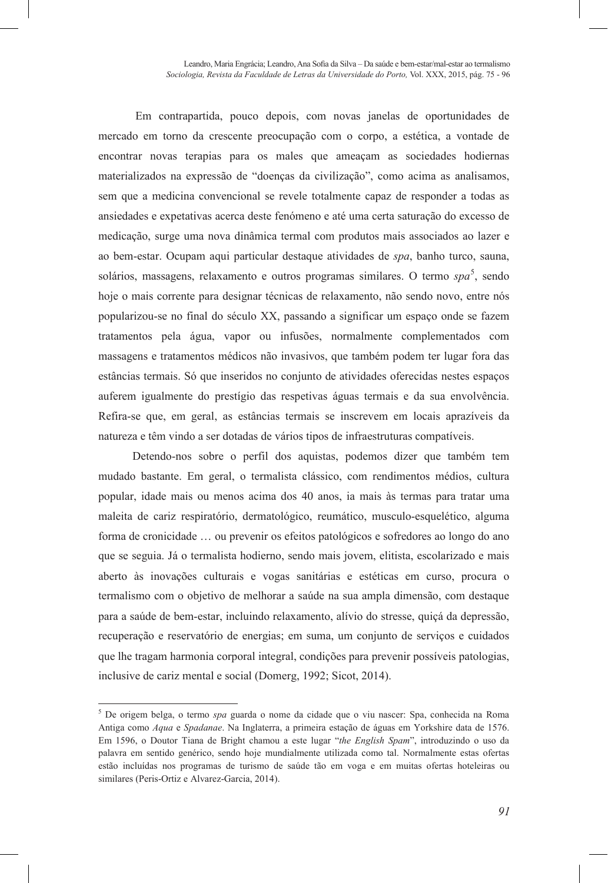Em contrapartida, pouco depois, com novas janelas de oportunidades de mercado em torno da crescente preocupação com o corpo, a estética, a vontade de encontrar novas terapias para os males que ameaçam as sociedades hodiernas materializados na expressão de "doenças da civilização", como acima as analisamos, sem que a medicina convencional se revele totalmente capaz de responder a todas as ansiedades e expetativas acerca deste fenómeno e até uma certa saturação do excesso de medicação, surge uma nova dinâmica termal com produtos mais associados ao lazer e ao bem-estar. Ocupam aqui particular destaque atividades de *spa*, banho turco, sauna, solários, massagens, relaxamento e outros programas similares. O termo *spa*[5], sendo hoje o mais corrente para designar técnicas de relaxamento, não sendo novo, entre nós popularizou-se no final do século XX, passando a significar um espaço onde se fazem tratamentos pela água, vapor ou infusões, normalmente complementados com massagens e tratamentos médicos não invasivos, que também podem ter lugar fora das estâncias termais. Só que inseridos no conjunto de atividades oferecidas nestes espaços auferem igualmente do prestígio das respetivas águas termais e da sua envolvência. Refira-se que, em geral, as estâncias termais se inscrevem em locais aprazíveis da natureza e têm vindo a ser dotadas de vários tipos de infraestruturas compatíveis.

Detendo-nos sobre o perfil dos aquistas, podemos dizer que também tem mudado bastante. Em geral, o termalista clássico, com rendimentos médios, cultura popular, idade mais ou menos acima dos 40 anos, ia mais às termas para tratar uma maleita de cariz respiratório, dermatológico, reumático, musculo-esquelético, alguma forma de cronicidade … ou prevenir os efeitos patológicos e sofredores ao longo do ano que se seguia. Já o termalista hodierno, sendo mais jovem, elitista, escolarizado e mais aberto às inovações culturais e vogas sanitárias e estéticas em curso, procura o termalismo com o objetivo de melhorar a saúde na sua ampla dimensão, com destaque para a saúde de bem-estar, incluindo relaxamento, alívio do stresse, quiçá da depressão, recuperação e reservatório de energias; em suma, um conjunto de serviços e cuidados que lhe tragam harmonia corporal integral, condições para prevenir possíveis patologias, inclusive de cariz mental e social (Domerg, 1992; Sicot, 2014).

---

[5] De origem belga, o termo *spa* guarda o nome da cidade que o viu nascer: Spa, conhecida na Roma Antiga como *Aqua* e *Spadanae*. Na Inglaterra, a primeira estação de águas em Yorkshire data de 1576. Em 1596, o Doutor Tiana de Bright chamou a este lugar "*the English Spam*", introduzindo o uso da palavra em sentido genérico, sendo hoje mundialmente utilizada como tal. Normalmente estas ofertas estão incluídas nos programas de turismo de saúde tão em voga e em muitas ofertas hoteleiras ou similares (Peris-Ortiz e Alvarez-Garcia, 2014).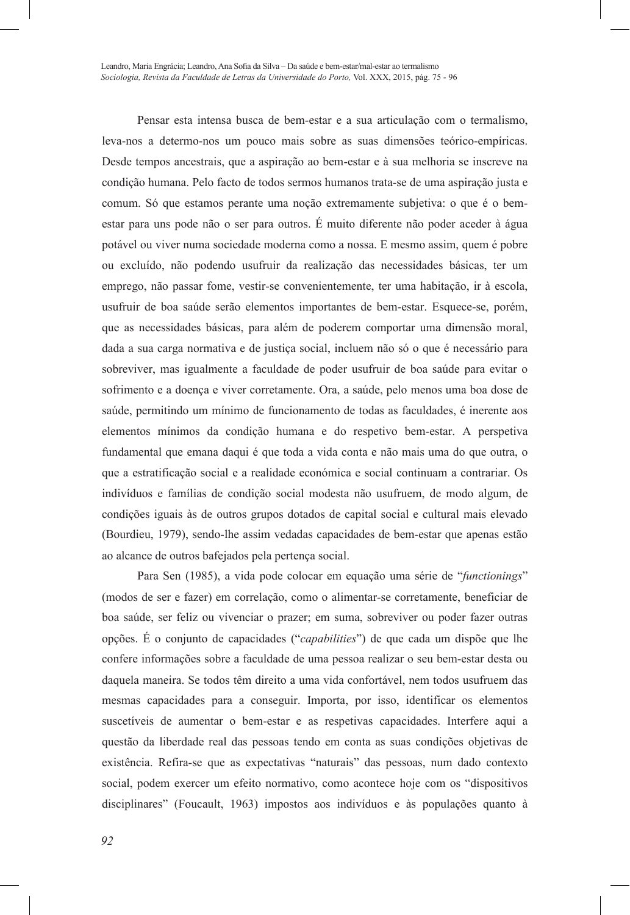Pensar esta intensa busca de bem-estar e a sua articulação com o termalismo, leva-nos a determo-nos um pouco mais sobre as suas dimensões teórico-empíricas. Desde tempos ancestrais, que a aspiração ao bem-estar e à sua melhoria se inscreve na condição humana. Pelo facto de todos sermos humanos trata-se de uma aspiração justa e comum. Só que estamos perante uma noção extremamente subjetiva: o que é o bem-estar para uns pode não o ser para outros. É muito diferente não poder aceder à água potável ou viver numa sociedade moderna como a nossa. E mesmo assim, quem é pobre ou excluído, não podendo usufruir da realização das necessidades básicas, ter um emprego, não passar fome, vestir-se convenientemente, ter uma habitação, ir à escola, usufruir de boa saúde serão elementos importantes de bem-estar. Esquece-se, porém, que as necessidades básicas, para além de poderem comportar uma dimensão moral, dada a sua carga normativa e de justiça social, incluem não só o que é necessário para sobreviver, mas igualmente a faculdade de poder usufruir de boa saúde para evitar o sofrimento e a doença e viver corretamente. Ora, a saúde, pelo menos uma boa dose de saúde, permitindo um mínimo de funcionamento de todas as faculdades, é inerente aos elementos mínimos da condição humana e do respetivo bem-estar. A perspetiva fundamental que emana daqui é que toda a vida conta e não mais uma do que outra, o que a estratificação social e a realidade económica e social continuam a contrariar. Os indivíduos e famílias de condição social modesta não usufruem, de modo algum, de condições iguais às de outros grupos dotados de capital social e cultural mais elevado (Bourdieu, 1979), sendo-lhe assim vedadas capacidades de bem-estar que apenas estão ao alcance de outros bafejados pela pertença social.

Para Sen (1985), a vida pode colocar em equação uma série de "*functionings*" (modos de ser e fazer) em correlação, como o alimentar-se corretamente, beneficiar de boa saúde, ser feliz ou vivenciar o prazer; em suma, sobreviver ou poder fazer outras opções. É o conjunto de capacidades ("*capabilities*") de que cada um dispõe que lhe confere informações sobre a faculdade de uma pessoa realizar o seu bem-estar desta ou daquela maneira. Se todos têm direito a uma vida confortável, nem todos usufruem das mesmas capacidades para a conseguir. Importa, por isso, identificar os elementos suscetíveis de aumentar o bem-estar e as respetivas capacidades. Interfere aqui a questão da liberdade real das pessoas tendo em conta as suas condições objetivas de existência. Refira-se que as expectativas "naturais" das pessoas, num dado contexto social, podem exercer um efeito normativo, como acontece hoje com os "dispositivos disciplinares" (Foucault, 1963) impostos aos indivíduos e às populações quanto à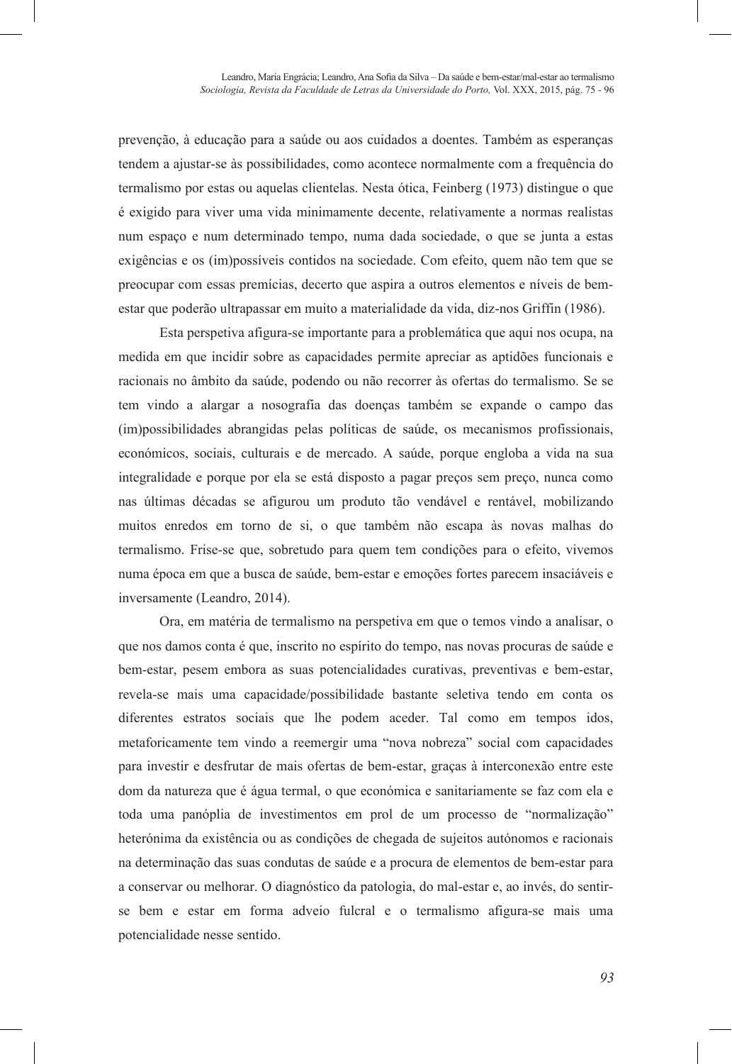prevenção, à educação para a saúde ou aos cuidados a doentes. Também as esperanças tendem a ajustar-se às possibilidades, como acontece normalmente com a frequência do termalismo por estas ou aquelas clientelas. Nesta ótica, Feinberg (1973) distingue o que é exigido para viver uma vida minimamente decente, relativamente a normas realistas num espaço e num determinado tempo, numa dada sociedade, o que se junta a estas exigências e os (im)possíveis contidos na sociedade. Com efeito, quem não tem que se preocupar com essas premícias, decerto que aspira a outros elementos e níveis de bem-estar que poderão ultrapassar em muito a materialidade da vida, diz-nos Griffin (1986).

Esta perspetiva afigura-se importante para a problemática que aqui nos ocupa, na medida em que incidir sobre as capacidades permite apreciar as aptidões funcionais e racionais no âmbito da saúde, podendo ou não recorrer às ofertas do termalismo. Se se tem vindo a alargar a nosografia das doenças também se expande o campo das (im)possibilidades abrangidas pelas políticas de saúde, os mecanismos profissionais, económicos, sociais, culturais e de mercado. A saúde, porque engloba a vida na sua integralidade e porque por ela se está disposto a pagar preços sem preço, nunca como nas últimas décadas se afigurou um produto tão vendável e rentável, mobilizando muitos enredos em torno de si, o que também não escapa às novas malhas do termalismo. Frise-se que, sobretudo para quem tem condições para o efeito, vivemos numa época em que a busca de saúde, bem-estar e emoções fortes parecem insaciáveis e inversamente (Leandro, 2014).

Ora, em matéria de termalismo na perspetiva em que o temos vindo a analisar, o que nos damos conta é que, inscrito no espírito do tempo, nas novas procuras de saúde e bem-estar, pesem embora as suas potencialidades curativas, preventivas e bem-estar, revela-se mais uma capacidade/possibilidade bastante seletiva tendo em conta os diferentes estratos sociais que lhe podem aceder. Tal como em tempos idos, metaforicamente tem vindo a reemergir uma "nova nobreza" social com capacidades para investir e desfrutar de mais ofertas de bem-estar, graças à interconexão entre este dom da natureza que é água termal, o que económica e sanitariamente se faz com ela e toda uma panóplia de investimentos em prol de um processo de "normalização" heterónima da existência ou as condições de chegada de sujeitos autónomos e racionais na determinação das suas condutas de saúde e a procura de elementos de bem-estar para a conservar ou melhorar. O diagnóstico da patologia, do mal-estar e, ao invés, do sentir-se bem e estar em forma adveio fulcral e o termalismo afigura-se mais uma potencialidade nesse sentido.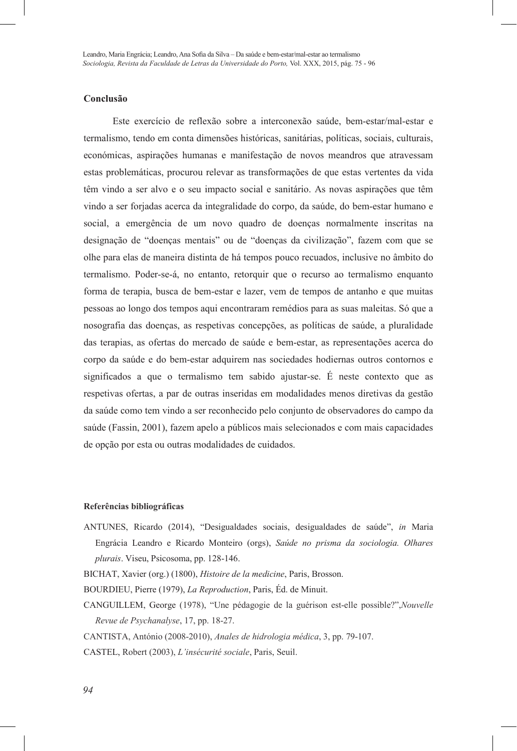## Conclusão

Este exercício de reflexão sobre a interconexão saúde, bem-estar/mal-estar e termalismo, tendo em conta dimensões históricas, sanitárias, políticas, sociais, culturais, económicas, aspirações humanas e manifestação de novos meandros que atravessam estas problemáticas, procurou relevar as transformações de que estas vertentes da vida têm vindo a ser alvo e o seu impacto social e sanitário. As novas aspirações que têm vindo a ser forjadas acerca da integralidade do corpo, da saúde, do bem-estar humano e social, a emergência de um novo quadro de doenças normalmente inscritas na designação de "doenças mentais" ou de "doenças da civilização", fazem com que se olhe para elas de maneira distinta de há tempos pouco recuados, inclusive no âmbito do termalismo. Poder-se-á, no entanto, retorquir que o recurso ao termalismo enquanto forma de terapia, busca de bem-estar e lazer, vem de tempos de antanho e que muitas pessoas ao longo dos tempos aqui encontraram remédios para as suas maleitas. Só que a nosografia das doenças, as respetivas concepções, as políticas de saúde, a pluralidade das terapias, as ofertas do mercado de saúde e bem-estar, as representações acerca do corpo da saúde e do bem-estar adquirem nas sociedades hodiernas outros contornos e significados a que o termalismo tem sabido ajustar-se. É neste contexto que as respetivas ofertas, a par de outras inseridas em modalidades menos diretivas da gestão da saúde como tem vindo a ser reconhecido pelo conjunto de observadores do campo da saúde (Fassin, 2001), fazem apelo a públicos mais selecionados e com mais capacidades de opção por esta ou outras modalidades de cuidados.

### Referências bibliográficas

ANTUNES, Ricardo (2014), "Desigualdades sociais, desigualdades de saúde", *in* Maria Engrácia Leandro e Ricardo Monteiro (orgs), *Saúde no prisma da sociologia. Olhares plurais*. Viseu, Psicosoma, pp. 128-146.

BICHAT, Xavier (org.) (1800), *Histoire de la medicine*, Paris, Brosson.

BOURDIEU, Pierre (1979), *La Reproduction*, Paris, Éd. de Minuit.

CANGUILLEM, George (1978), "Une pédagogie de la guérison est-elle possible?",*Nouvelle Revue de Psychanalyse*, 17, pp. 18-27.

CANTISTA, António (2008-2010), *Anales de hidrologia médica*, 3, pp. 79-107.

CASTEL, Robert (2003), *L'insécurité sociale*, Paris, Seuil.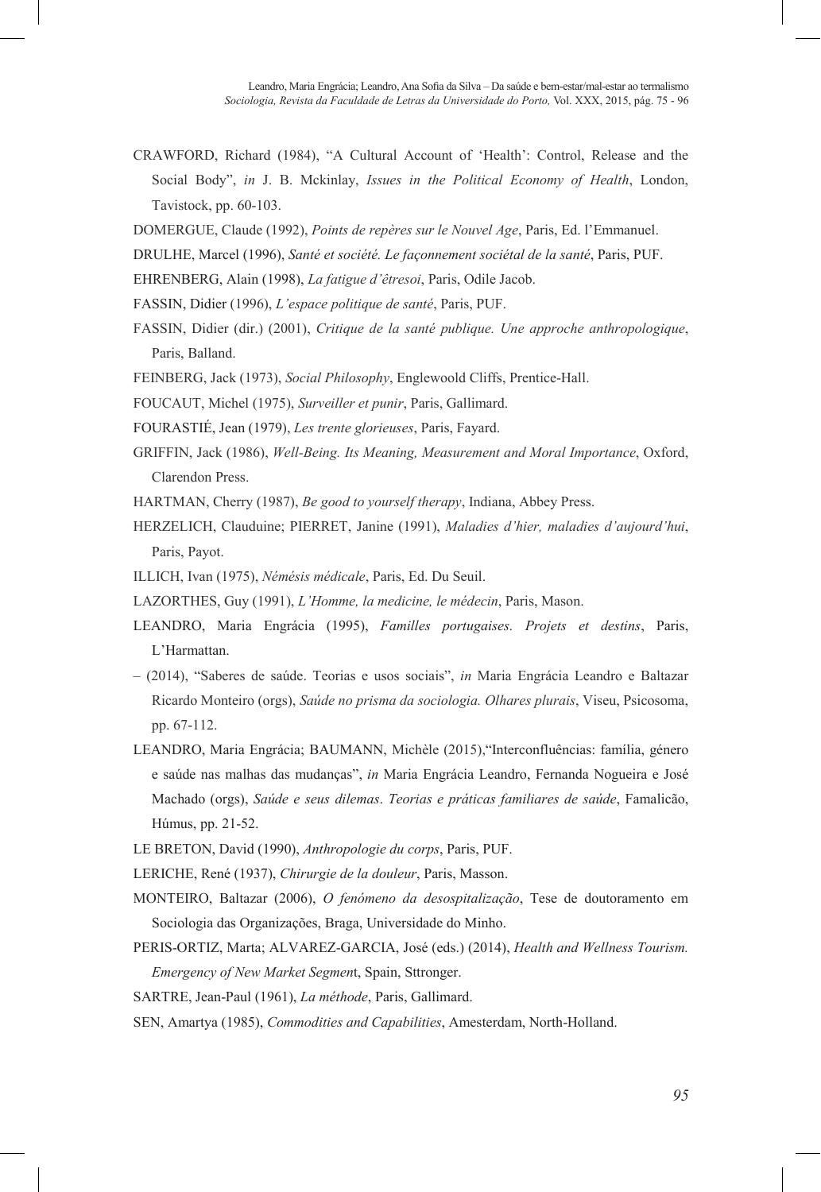CRAWFORD, Richard (1984), "A Cultural Account of 'Health': Control, Release and the Social Body", *in* J. B. Mckinlay, *Issues in the Political Economy of Health*, London, Tavistock, pp. 60-103.

DOMERGUE, Claude (1992), *Points de repères sur le Nouvel Age*, Paris, Ed. l'Emmanuel.

DRULHE, Marcel (1996), *Santé et société. Le façonnement sociétal de la santé*, Paris, PUF.

EHRENBERG, Alain (1998), *La fatigue d'êtresoi*, Paris, Odile Jacob.

FASSIN, Didier (1996), *L'espace politique de santé*, Paris, PUF.

FASSIN, Didier (dir.) (2001), *Critique de la santé publique. Une approche anthropologique*, Paris, Balland.

FEINBERG, Jack (1973), *Social Philosophy*, Englewoold Cliffs, Prentice-Hall.

FOUCAUT, Michel (1975), *Surveiller et punir*, Paris, Gallimard.

FOURASTIÉ, Jean (1979), *Les trente glorieuses*, Paris, Fayard.

GRIFFIN, Jack (1986), *Well-Being. Its Meaning, Measurement and Moral Importance*, Oxford, Clarendon Press.

HARTMAN, Cherry (1987), *Be good to yourself therapy*, Indiana, Abbey Press.

HERZELICH, Clauduine; PIERRET, Janine (1991), *Maladies d'hier, maladies d'aujourd'hui*, Paris, Payot.

ILLICH, Ivan (1975), *Némésis médicale*, Paris, Ed. Du Seuil.

LAZORTHES, Guy (1991), *L'Homme, la medicine, le médecin*, Paris, Mason.

LEANDRO, Maria Engrácia (1995), *Familles portugaises. Projets et destins*, Paris, L'Harmattan.

– (2014), "Saberes de saúde. Teorias e usos sociais", *in* Maria Engrácia Leandro e Baltazar Ricardo Monteiro (orgs), *Saúde no prisma da sociologia. Olhares plurais*, Viseu, Psicosoma, pp. 67-112.

LEANDRO, Maria Engrácia; BAUMANN, Michèle (2015),"Interconfluências: família, género e saúde nas malhas das mudanças", *in* Maria Engrácia Leandro, Fernanda Nogueira e José Machado (orgs), *Saúde e seus dilemas*. *Teorias e práticas familiares de saúde*, Famalicão, Húmus, pp. 21-52.

LE BRETON, David (1990), *Anthropologie du corps*, Paris, PUF.

LERICHE, René (1937), *Chirurgie de la douleur*, Paris, Masson.

MONTEIRO, Baltazar (2006), *O fenómeno da desospitalização*, Tese de doutoramento em Sociologia das Organizações, Braga, Universidade do Minho.

PERIS-ORTIZ, Marta; ALVAREZ-GARCIA, José (eds.) (2014), *Health and Wellness Tourism. Emergency of New Market Segmen*t, Spain, Sttronger.

SARTRE, Jean-Paul (1961), *La méthode*, Paris, Gallimard.

SEN, Amartya (1985), *Commodities and Capabilities*, Amesterdam, North-Holland.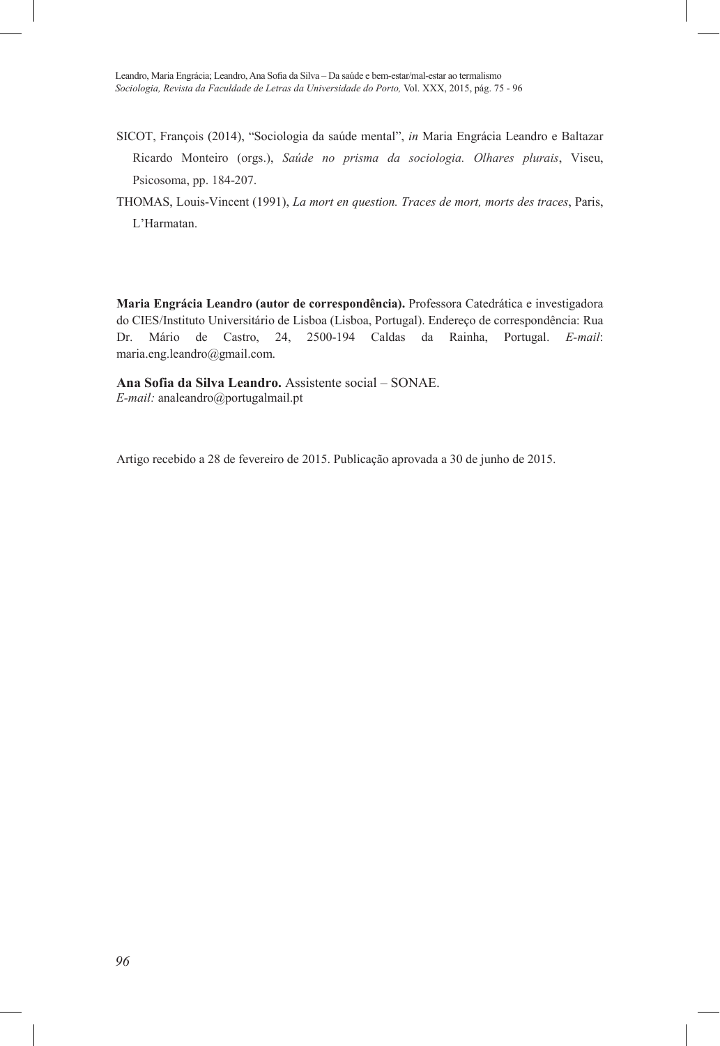SICOT, François (2014), "Sociologia da saúde mental", *in* Maria Engrácia Leandro e Baltazar Ricardo Monteiro (orgs.), *Saúde no prisma da sociologia. Olhares plurais*, Viseu, Psicosoma, pp. 184-207.

THOMAS, Louis-Vincent (1991), *La mort en question. Traces de mort, morts des traces*, Paris, L'Harmatan.

**Maria Engrácia Leandro (autor de correspondência).** Professora Catedrática e investigadora do CIES/Instituto Universitário de Lisboa (Lisboa, Portugal). Endereço de correspondência: Rua Dr. Mário de Castro, 24, 2500-194 Caldas da Rainha, Portugal. *E-mail*: maria.eng.leandro@gmail.com.

**Ana Sofia da Silva Leandro.** Assistente social – SONAE.
*E-mail:* analeandro@portugalmail.pt

Artigo recebido a 28 de fevereiro de 2015. Publicação aprovada a 30 de junho de 2015.